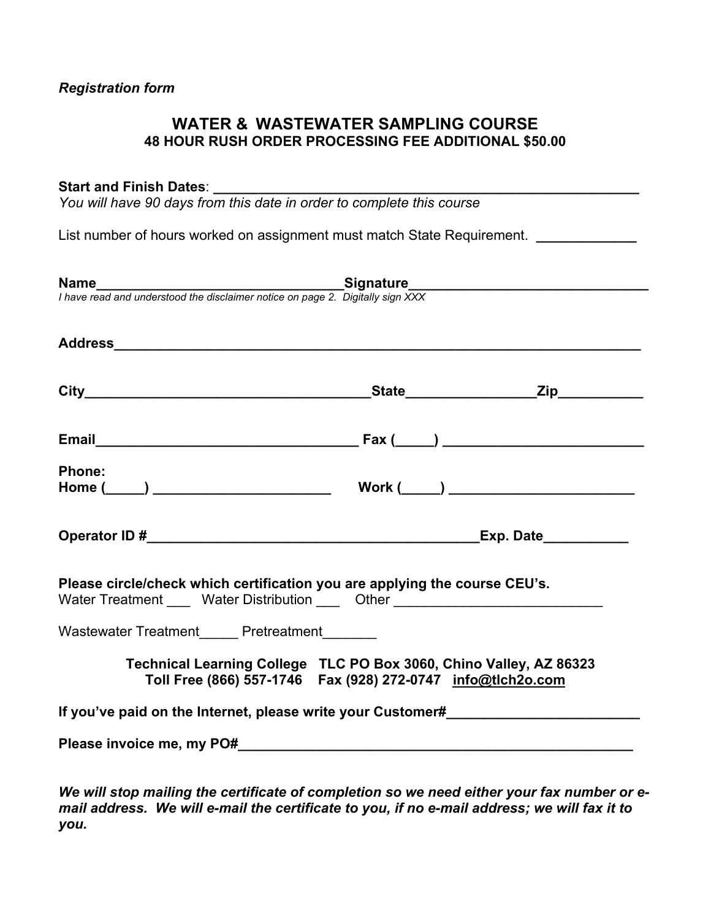*Registration form*

## WATER & WASTEWATER SAMPLING COURSE

**48 HOUR RUSH ORDER PROCESSING FEE ADDITIONAL $50.00**

**Start and Finish Dates**: ____________________________________________

*You will have 90 days from this date in order to complete this course*

List number of hours worked on assignment must match State Requirement. ____________

**Name**______________________________**Signature**______________________________

*I have read and understood the disclaimer notice on page 2. Digitally sign XXX*

**Address**____________________________________________________________

**City**______________________________**State**_______________**Zip**__________

**Email**______________________________ **Fax (_____)** ______________________

**Phone:**
**Home (_____)** ______________________ **Work (_____)** ______________________

**Operator ID #**________________________________________**Exp. Date**__________

**Please circle/check which certification you are applying the course CEU's.**

Water Treatment ___ Water Distribution ___ Other __________________________

Wastewater Treatment_____ Pretreatment_______

**Technical Learning College TLC PO Box 3060, Chino Valley, AZ 86323**
**Toll Free (866) 557-1746 Fax (928) 272-0747 info@tlch2o.com**

**If you've paid on the Internet, please write your Customer#**______________________

**Please invoice me, my PO#**__________________________________________________

***We will stop mailing the certificate of completion so we need either your fax number or e-mail address. We will e-mail the certificate to you, if no e-mail address; we will fax it to you.***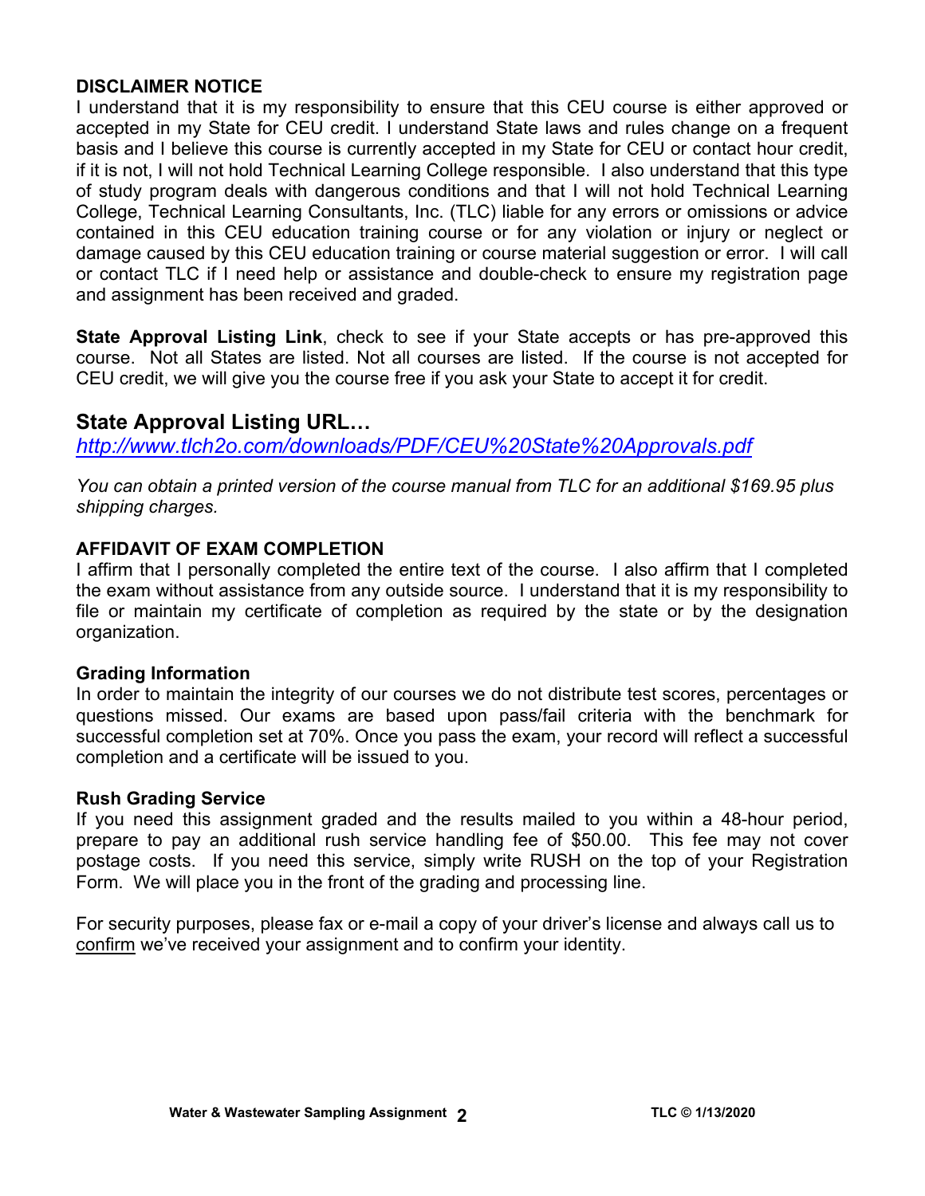**DISCLAIMER NOTICE**

I understand that it is my responsibility to ensure that this CEU course is either approved or accepted in my State for CEU credit. I understand State laws and rules change on a frequent basis and I believe this course is currently accepted in my State for CEU or contact hour credit, if it is not, I will not hold Technical Learning College responsible. I also understand that this type of study program deals with dangerous conditions and that I will not hold Technical Learning College, Technical Learning Consultants, Inc. (TLC) liable for any errors or omissions or advice contained in this CEU education training course or for any violation or injury or neglect or damage caused by this CEU education training or course material suggestion or error. I will call or contact TLC if I need help or assistance and double-check to ensure my registration page and assignment has been received and graded.

**State Approval Listing Link**, check to see if your State accepts or has pre-approved this course. Not all States are listed. Not all courses are listed. If the course is not accepted for CEU credit, we will give you the course free if you ask your State to accept it for credit.

## State Approval Listing URL…

*http://www.tlch2o.com/downloads/PDF/CEU%20State%20Approvals.pdf*

*You can obtain a printed version of the course manual from TLC for an additional $169.95 plus shipping charges.*

**AFFIDAVIT OF EXAM COMPLETION**

I affirm that I personally completed the entire text of the course. I also affirm that I completed the exam without assistance from any outside source. I understand that it is my responsibility to file or maintain my certificate of completion as required by the state or by the designation organization.

**Grading Information**

In order to maintain the integrity of our courses we do not distribute test scores, percentages or questions missed. Our exams are based upon pass/fail criteria with the benchmark for successful completion set at 70%. Once you pass the exam, your record will reflect a successful completion and a certificate will be issued to you.

**Rush Grading Service**

If you need this assignment graded and the results mailed to you within a 48-hour period, prepare to pay an additional rush service handling fee of $50.00. This fee may not cover postage costs. If you need this service, simply write RUSH on the top of your Registration Form. We will place you in the front of the grading and processing line.

For security purposes, please fax or e-mail a copy of your driver's license and always call us to confirm we've received your assignment and to confirm your identity.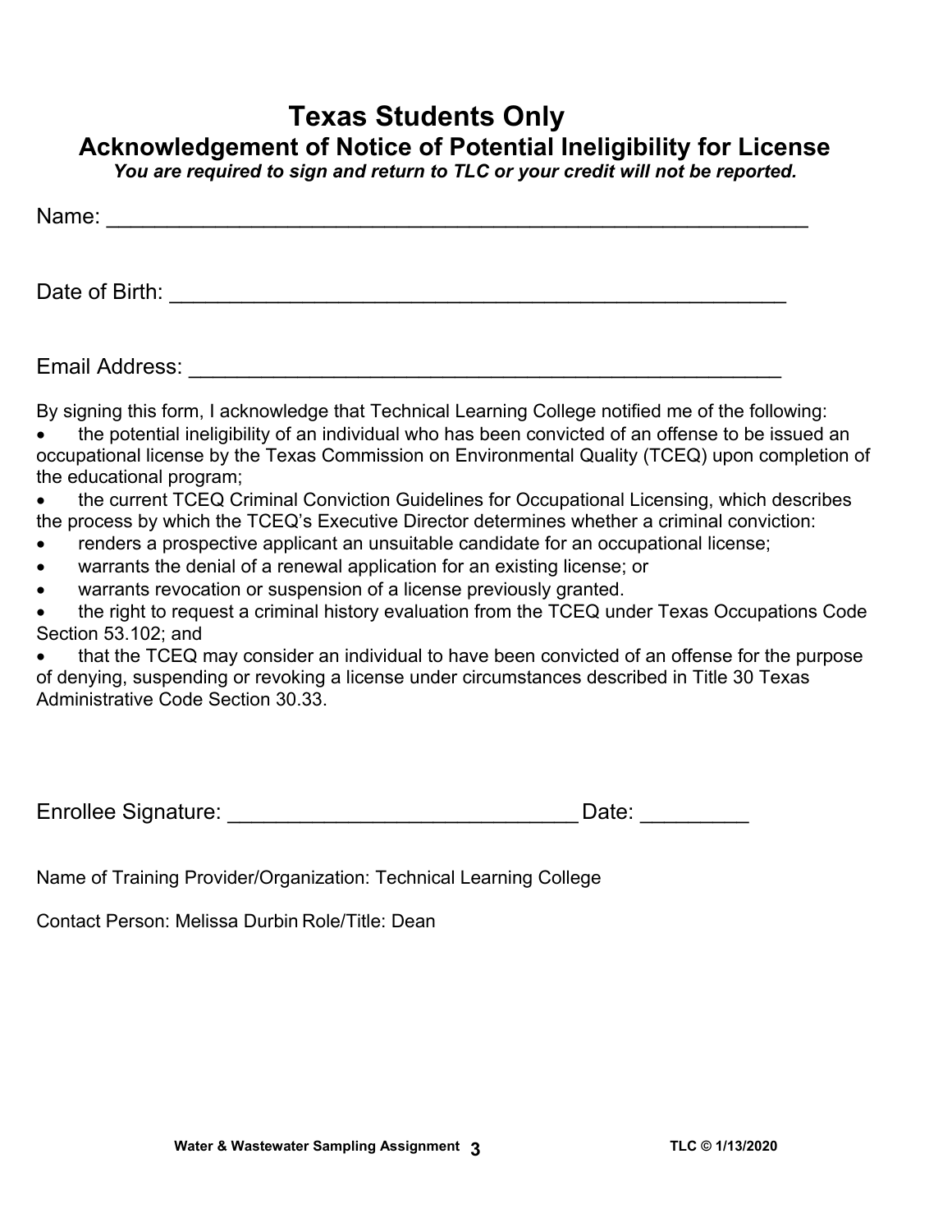# Texas Students Only

## Acknowledgement of Notice of Potential Ineligibility for License

***You are required to sign and return to TLC or your credit will not be reported.***

Name: ___________________________________________________________

Date of Birth: _____________________________________________________

Email Address: ___________________________________________________

By signing this form, I acknowledge that Technical Learning College notified me of the following:

- the potential ineligibility of an individual who has been convicted of an offense to be issued an occupational license by the Texas Commission on Environmental Quality (TCEQ) upon completion of the educational program;
- the current TCEQ Criminal Conviction Guidelines for Occupational Licensing, which describes the process by which the TCEQ's Executive Director determines whether a criminal conviction:
- renders a prospective applicant an unsuitable candidate for an occupational license;
- warrants the denial of a renewal application for an existing license; or
- warrants revocation or suspension of a license previously granted.
- the right to request a criminal history evaluation from the TCEQ under Texas Occupations Code Section 53.102; and
- that the TCEQ may consider an individual to have been convicted of an offense for the purpose of denying, suspending or revoking a license under circumstances described in Title 30 Texas Administrative Code Section 30.33.

Enrollee Signature: _____________________________ Date: _________

Name of Training Provider/Organization: Technical Learning College

Contact Person: Melissa Durbin Role/Title: Dean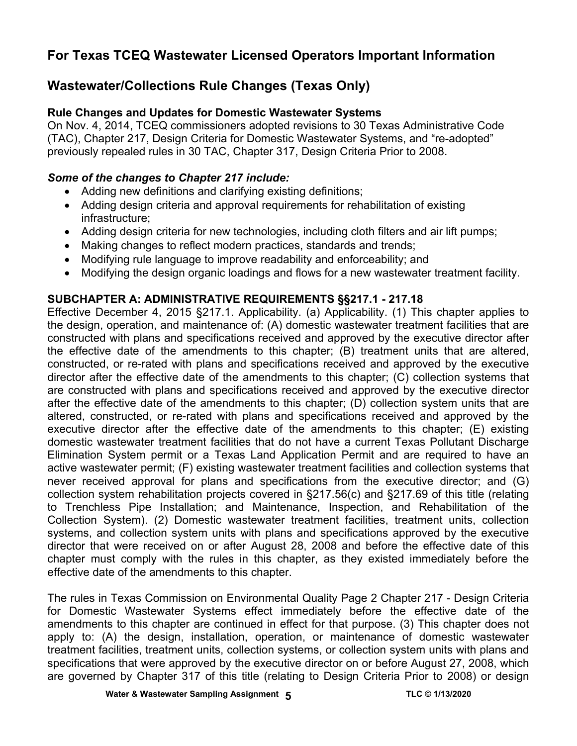## For Texas TCEQ Wastewater Licensed Operators Important Information

## Wastewater/Collections Rule Changes (Texas Only)

**Rule Changes and Updates for Domestic Wastewater Systems**

On Nov. 4, 2014, TCEQ commissioners adopted revisions to 30 Texas Administrative Code (TAC), Chapter 217, Design Criteria for Domestic Wastewater Systems, and "re-adopted" previously repealed rules in 30 TAC, Chapter 317, Design Criteria Prior to 2008.

***Some of the changes to Chapter 217 include:***

- Adding new definitions and clarifying existing definitions;
- Adding design criteria and approval requirements for rehabilitation of existing infrastructure;
- Adding design criteria for new technologies, including cloth filters and air lift pumps;
- Making changes to reflect modern practices, standards and trends;
- Modifying rule language to improve readability and enforceability; and
- Modifying the design organic loadings and flows for a new wastewater treatment facility.

**SUBCHAPTER A: ADMINISTRATIVE REQUIREMENTS §§217.1 - 217.18**

Effective December 4, 2015 §217.1. Applicability. (a) Applicability. (1) This chapter applies to the design, operation, and maintenance of: (A) domestic wastewater treatment facilities that are constructed with plans and specifications received and approved by the executive director after the effective date of the amendments to this chapter; (B) treatment units that are altered, constructed, or re-rated with plans and specifications received and approved by the executive director after the effective date of the amendments to this chapter; (C) collection systems that are constructed with plans and specifications received and approved by the executive director after the effective date of the amendments to this chapter; (D) collection system units that are altered, constructed, or re-rated with plans and specifications received and approved by the executive director after the effective date of the amendments to this chapter; (E) existing domestic wastewater treatment facilities that do not have a current Texas Pollutant Discharge Elimination System permit or a Texas Land Application Permit and are required to have an active wastewater permit; (F) existing wastewater treatment facilities and collection systems that never received approval for plans and specifications from the executive director; and (G) collection system rehabilitation projects covered in §217.56(c) and §217.69 of this title (relating to Trenchless Pipe Installation; and Maintenance, Inspection, and Rehabilitation of the Collection System). (2) Domestic wastewater treatment facilities, treatment units, collection systems, and collection system units with plans and specifications approved by the executive director that were received on or after August 28, 2008 and before the effective date of this chapter must comply with the rules in this chapter, as they existed immediately before the effective date of the amendments to this chapter.

The rules in Texas Commission on Environmental Quality Page 2 Chapter 217 - Design Criteria for Domestic Wastewater Systems effect immediately before the effective date of the amendments to this chapter are continued in effect for that purpose. (3) This chapter does not apply to: (A) the design, installation, operation, or maintenance of domestic wastewater treatment facilities, treatment units, collection systems, or collection system units with plans and specifications that were approved by the executive director on or before August 27, 2008, which are governed by Chapter 317 of this title (relating to Design Criteria Prior to 2008) or design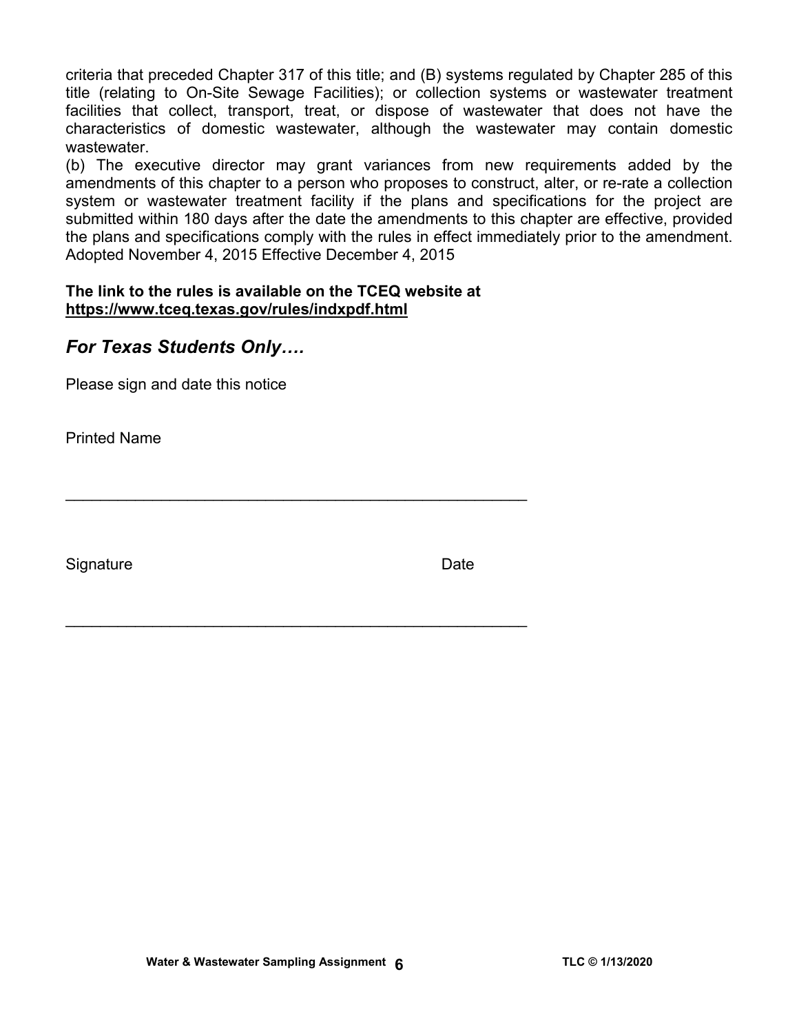criteria that preceded Chapter 317 of this title; and (B) systems regulated by Chapter 285 of this title (relating to On-Site Sewage Facilities); or collection systems or wastewater treatment facilities that collect, transport, treat, or dispose of wastewater that does not have the characteristics of domestic wastewater, although the wastewater may contain domestic wastewater.

(b) The executive director may grant variances from new requirements added by the amendments of this chapter to a person who proposes to construct, alter, or re-rate a collection system or wastewater treatment facility if the plans and specifications for the project are submitted within 180 days after the date the amendments to this chapter are effective, provided the plans and specifications comply with the rules in effect immediately prior to the amendment. Adopted November 4, 2015 Effective December 4, 2015

**The link to the rules is available on the TCEQ website at <u>https://www.tceq.texas.gov/rules/indxpdf.html</u>**

## *For Texas Students Only….*

Please sign and date this notice

Printed Name

_______________________________________________________

Signature                                                                 Date

_______________________________________________________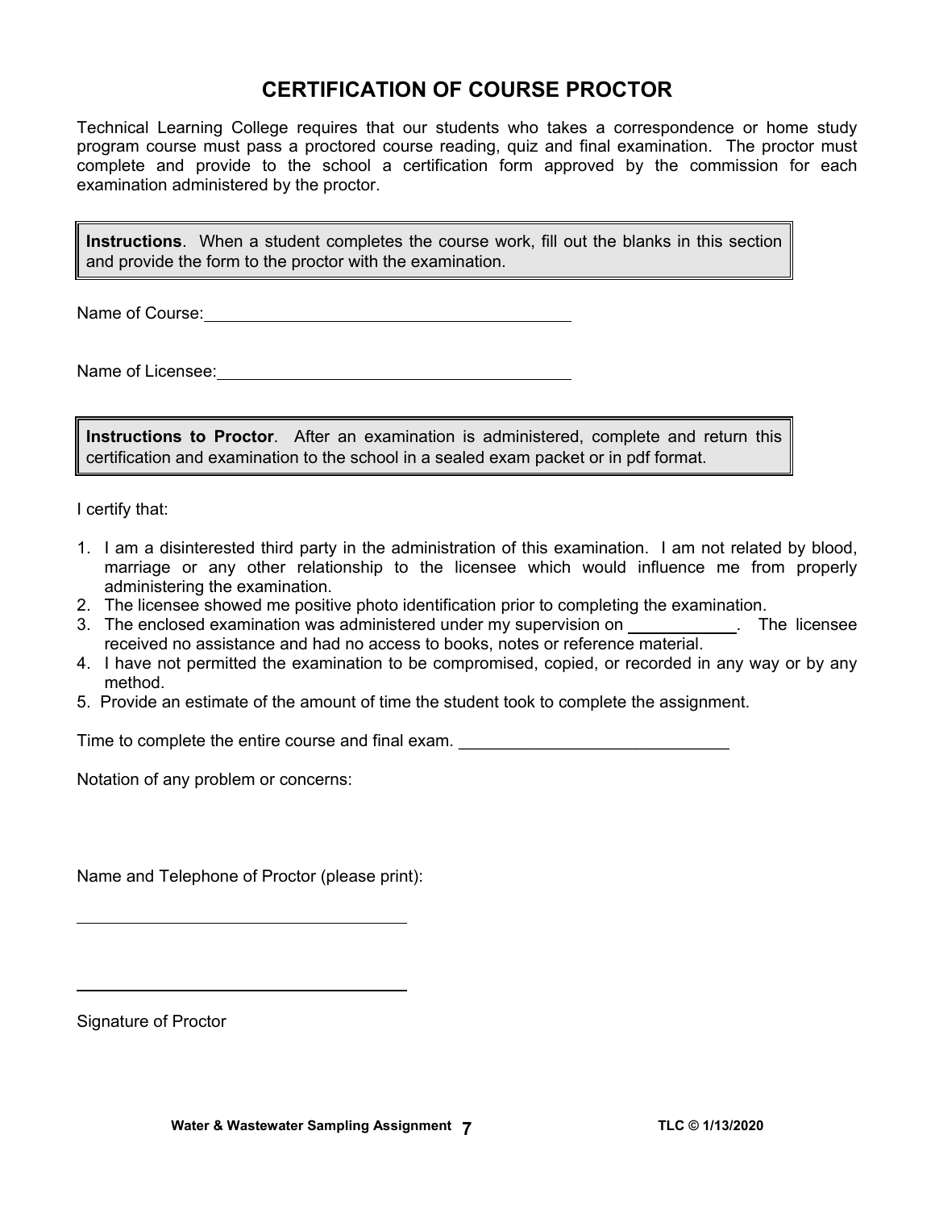# CERTIFICATION OF COURSE PROCTOR

Technical Learning College requires that our students who takes a correspondence or home study program course must pass a proctored course reading, quiz and final examination. The proctor must complete and provide to the school a certification form approved by the commission for each examination administered by the proctor.

> **Instructions**. When a student completes the course work, fill out the blanks in this section and provide the form to the proctor with the examination.

Name of Course: ________________________________________

Name of Licensee: ________________________________________

> **Instructions to Proctor**. After an examination is administered, complete and return this certification and examination to the school in a sealed exam packet or in pdf format.

I certify that:

1. I am a disinterested third party in the administration of this examination. I am not related by blood, marriage or any other relationship to the licensee which would influence me from properly administering the examination.
2. The licensee showed me positive photo identification prior to completing the examination.
3. The enclosed examination was administered under my supervision on ____________. The licensee received no assistance and had no access to books, notes or reference material.
4. I have not permitted the examination to be compromised, copied, or recorded in any way or by any method.
5. Provide an estimate of the amount of time the student took to complete the assignment.

Time to complete the entire course and final exam. _____________________________

Notation of any problem or concerns:

Name and Telephone of Proctor (please print):

____________________________________

____________________________________

Signature of Proctor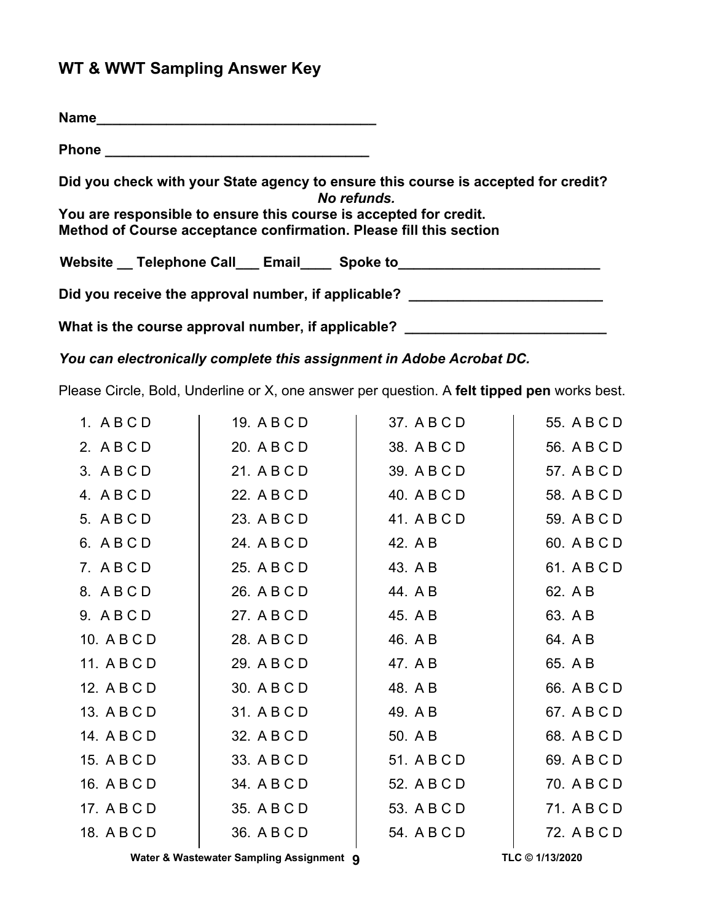## WT & WWT Sampling Answer Key

**Name**___________________________________

**Phone** _________________________________

**Did you check with your State agency to ensure this course is accepted for credit?**
***No refunds.***
**You are responsible to ensure this course is accepted for credit.**
**Method of Course acceptance confirmation. Please fill this section**

**Website __ Telephone Call___ Email____ Spoke to_________________________**

**Did you receive the approval number, if applicable? ________________________**

**What is the course approval number, if applicable? _________________________**

***You can electronically complete this assignment in Adobe Acrobat DC.***

Please Circle, Bold, Underline or X, one answer per question. A **felt tipped pen** works best.

| | | | |
|---|---|---|---|
| 1. A B C D | 19. A B C D | 37. A B C D | 55. A B C D |
| 2. A B C D | 20. A B C D | 38. A B C D | 56. A B C D |
| 3. A B C D | 21. A B C D | 39. A B C D | 57. A B C D |
| 4. A B C D | 22. A B C D | 40. A B C D | 58. A B C D |
| 5. A B C D | 23. A B C D | 41. A B C D | 59. A B C D |
| 6. A B C D | 24. A B C D | 42. A B | 60. A B C D |
| 7. A B C D | 25. A B C D | 43. A B | 61. A B C D |
| 8. A B C D | 26. A B C D | 44. A B | 62. A B |
| 9. A B C D | 27. A B C D | 45. A B | 63. A B |
| 10. A B C D | 28. A B C D | 46. A B | 64. A B |
| 11. A B C D | 29. A B C D | 47. A B | 65. A B |
| 12. A B C D | 30. A B C D | 48. A B | 66. A B C D |
| 13. A B C D | 31. A B C D | 49. A B | 67. A B C D |
| 14. A B C D | 32. A B C D | 50. A B | 68. A B C D |
| 15. A B C D | 33. A B C D | 51. A B C D | 69. A B C D |
| 16. A B C D | 34. A B C D | 52. A B C D | 70. A B C D |
| 17. A B C D | 35. A B C D | 53. A B C D | 71. A B C D |
| 18. A B C D | 36. A B C D | 54. A B C D | 72. A B C D |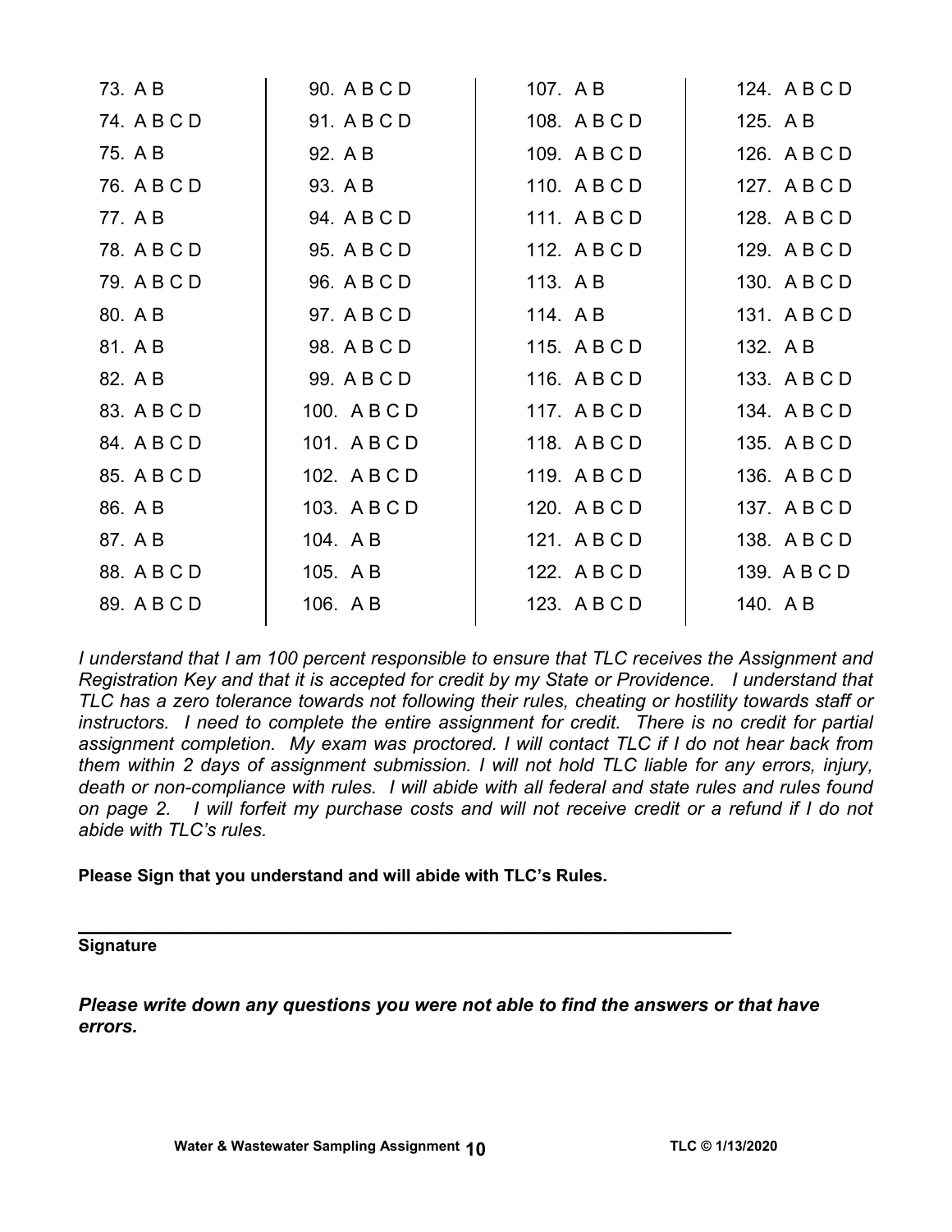| | | | |
|---|---|---|---|
| 73. A B | 90. A B C D | 107. A B | 124. A B C D |
| 74. A B C D | 91. A B C D | 108. A B C D | 125. A B |
| 75. A B | 92. A B | 109. A B C D | 126. A B C D |
| 76. A B C D | 93. A B | 110. A B C D | 127. A B C D |
| 77. A B | 94. A B C D | 111. A B C D | 128. A B C D |
| 78. A B C D | 95. A B C D | 112. A B C D | 129. A B C D |
| 79. A B C D | 96. A B C D | 113. A B | 130. A B C D |
| 80. A B | 97. A B C D | 114. A B | 131. A B C D |
| 81. A B | 98. A B C D | 115. A B C D | 132. A B |
| 82. A B | 99. A B C D | 116. A B C D | 133. A B C D |
| 83. A B C D | 100. A B C D | 117. A B C D | 134. A B C D |
| 84. A B C D | 101. A B C D | 118. A B C D | 135. A B C D |
| 85. A B C D | 102. A B C D | 119. A B C D | 136. A B C D |
| 86. A B | 103. A B C D | 120. A B C D | 137. A B C D |
| 87. A B | 104. A B | 121. A B C D | 138. A B C D |
| 88. A B C D | 105. A B | 122. A B C D | 139. A B C D |
| 89. A B C D | 106. A B | 123. A B C D | 140. A B |

*I understand that I am 100 percent responsible to ensure that TLC receives the Assignment and Registration Key and that it is accepted for credit by my State or Providence. I understand that TLC has a zero tolerance towards not following their rules, cheating or hostility towards staff or instructors. I need to complete the entire assignment for credit. There is no credit for partial assignment completion. My exam was proctored. I will contact TLC if I do not hear back from them within 2 days of assignment submission. I will not hold TLC liable for any errors, injury, death or non-compliance with rules. I will abide with all federal and state rules and rules found on page 2. I will forfeit my purchase costs and will not receive credit or a refund if I do not abide with TLC's rules.*

**Please Sign that you understand and will abide with TLC's Rules.**

_________________________________________________________________

**Signature**

***Please write down any questions you were not able to find the answers or that have errors.***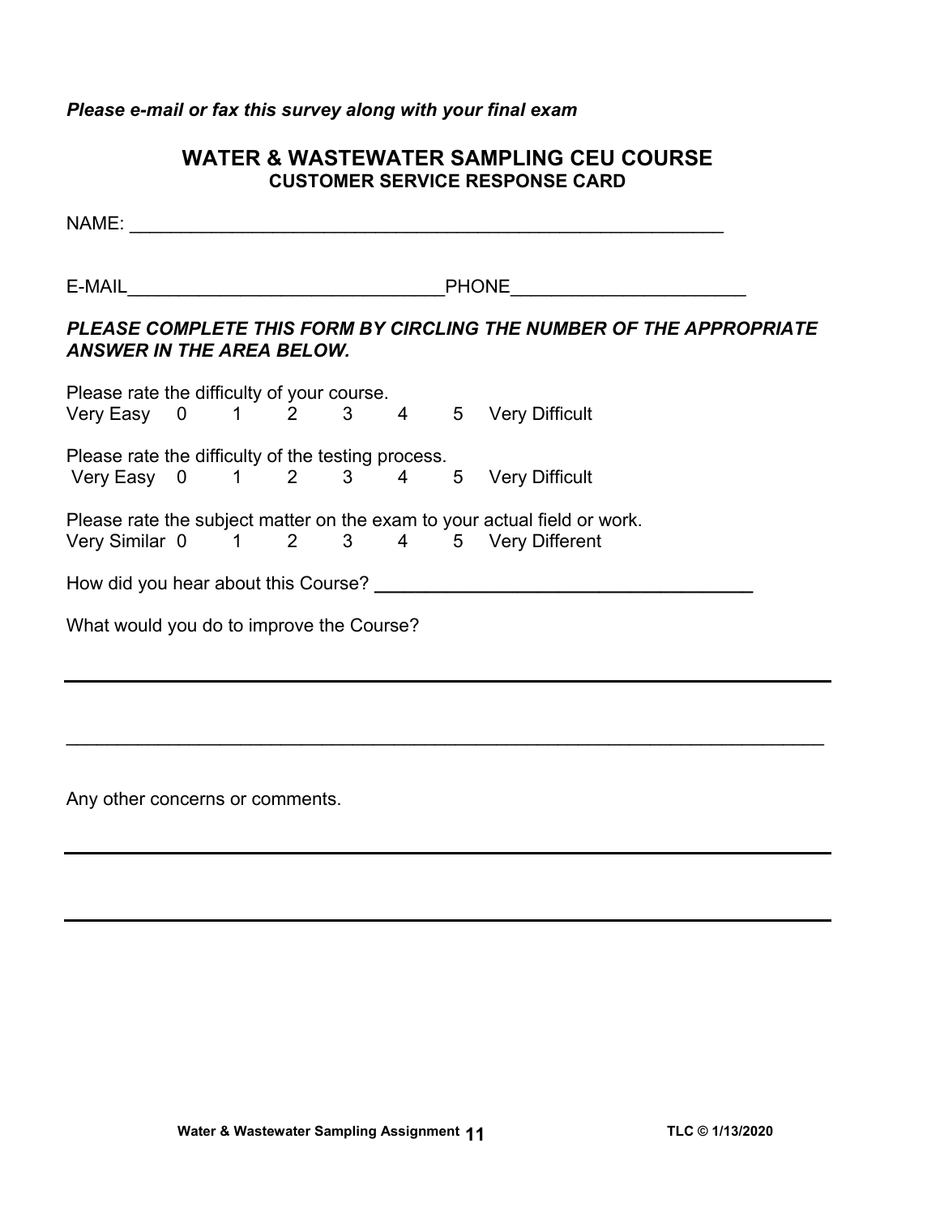*Please e-mail or fax this survey along with your final exam*

## WATER & WASTEWATER SAMPLING CEU COURSE
### CUSTOMER SERVICE RESPONSE CARD

NAME: ___________________________________________________________

E-MAIL_______________________________PHONE_______________________

***PLEASE COMPLETE THIS FORM BY CIRCLING THE NUMBER OF THE APPROPRIATE ANSWER IN THE AREA BELOW.***

Please rate the difficulty of your course.
Very Easy 0 1 2 3 4 5 Very Difficult

Please rate the difficulty of the testing process.
Very Easy 0 1 2 3 4 5 Very Difficult

Please rate the subject matter on the exam to your actual field or work.
Very Similar 0 1 2 3 4 5 Very Different

How did you hear about this Course? _____________________________________

What would you do to improve the Course?

___________________________________________________________________________

___________________________________________________________________________

Any other concerns or comments.

___________________________________________________________________________

___________________________________________________________________________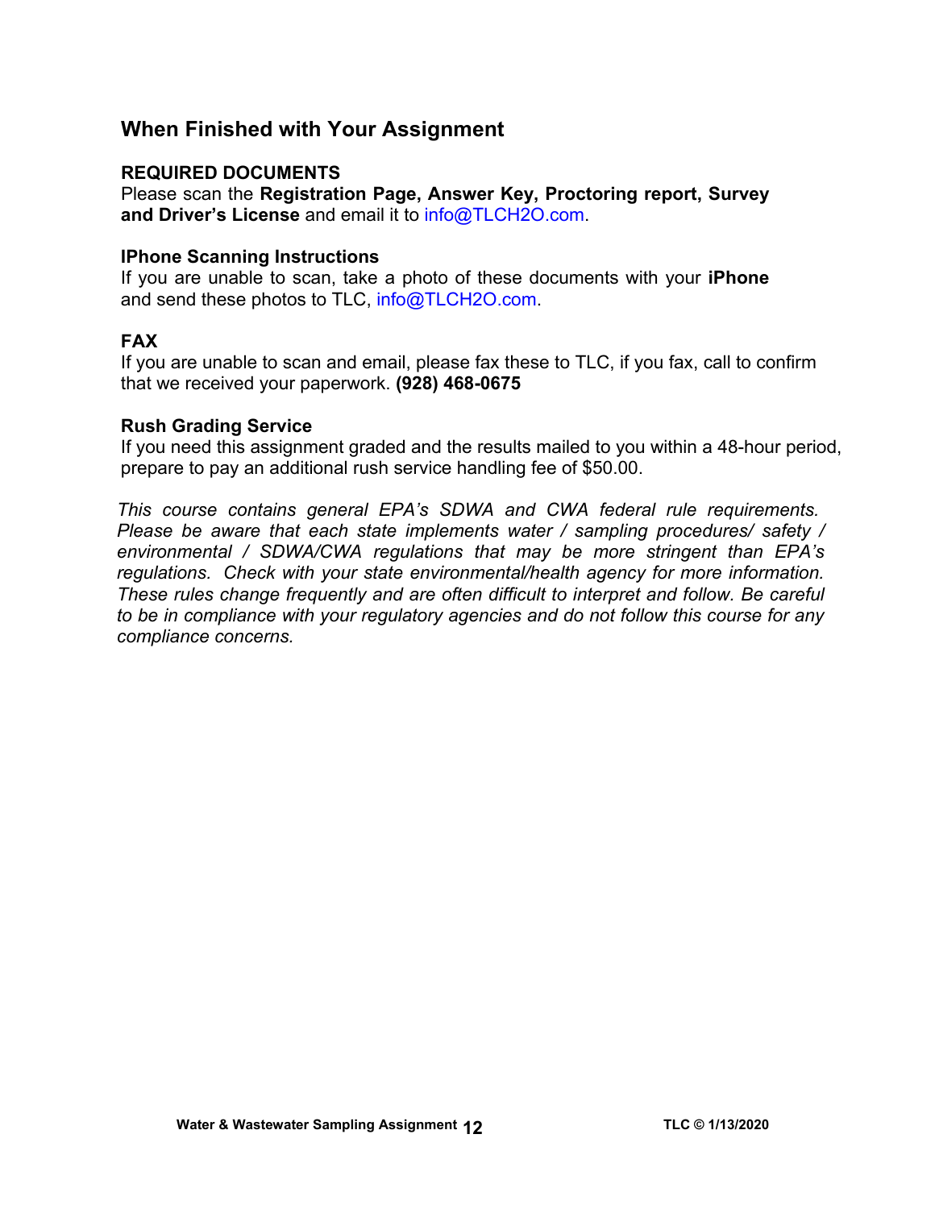## When Finished with Your Assignment

### REQUIRED DOCUMENTS

Please scan the **Registration Page, Answer Key, Proctoring report, Survey and Driver's License** and email it to info@TLCH2O.com.

### IPhone Scanning Instructions

If you are unable to scan, take a photo of these documents with your **iPhone** and send these photos to TLC, info@TLCH2O.com.

### FAX

If you are unable to scan and email, please fax these to TLC, if you fax, call to confirm that we received your paperwork. **(928) 468-0675**

### Rush Grading Service

If you need this assignment graded and the results mailed to you within a 48-hour period, prepare to pay an additional rush service handling fee of $50.00.

*This course contains general EPA's SDWA and CWA federal rule requirements. Please be aware that each state implements water / sampling procedures/ safety / environmental / SDWA/CWA regulations that may be more stringent than EPA's regulations. Check with your state environmental/health agency for more information. These rules change frequently and are often difficult to interpret and follow. Be careful to be in compliance with your regulatory agencies and do not follow this course for any compliance concerns.*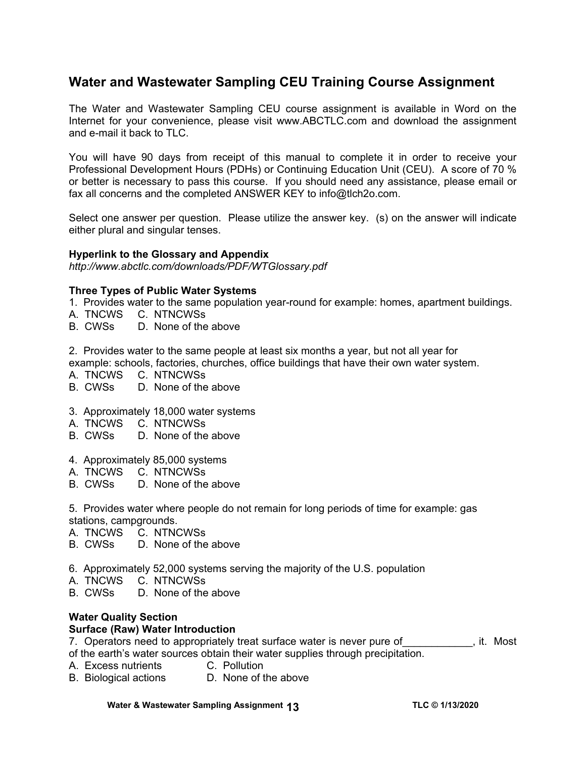## Water and Wastewater Sampling CEU Training Course Assignment

The Water and Wastewater Sampling CEU course assignment is available in Word on the Internet for your convenience, please visit www.ABCTLC.com and download the assignment and e-mail it back to TLC.

You will have 90 days from receipt of this manual to complete it in order to receive your Professional Development Hours (PDHs) or Continuing Education Unit (CEU). A score of 70 % or better is necessary to pass this course. If you should need any assistance, please email or fax all concerns and the completed ANSWER KEY to info@tlch2o.com.

Select one answer per question. Please utilize the answer key. (s) on the answer will indicate either plural and singular tenses.

**Hyperlink to the Glossary and Appendix**
*http://www.abctlc.com/downloads/PDF/WTGlossary.pdf*

**Three Types of Public Water Systems**

1. Provides water to the same population year-round for example: homes, apartment buildings.
A. TNCWS C. NTNCWSs
B. CWSs D. None of the above

2. Provides water to the same people at least six months a year, but not all year for example: schools, factories, churches, office buildings that have their own water system.
A. TNCWS C. NTNCWSs
B. CWSs D. None of the above

3. Approximately 18,000 water systems
A. TNCWS C. NTNCWSs
B. CWSs D. None of the above

4. Approximately 85,000 systems
A. TNCWS C. NTNCWSs
B. CWSs D. None of the above

5. Provides water where people do not remain for long periods of time for example: gas stations, campgrounds.
A. TNCWS C. NTNCWSs
B. CWSs D. None of the above

6. Approximately 52,000 systems serving the majority of the U.S. population
A. TNCWS C. NTNCWSs
B. CWSs D. None of the above

**Water Quality Section**
**Surface (Raw) Water Introduction**

7. Operators need to appropriately treat surface water is never pure of____________, it. Most of the earth's water sources obtain their water supplies through precipitation.
A. Excess nutrients C. Pollution
B. Biological actions D. None of the above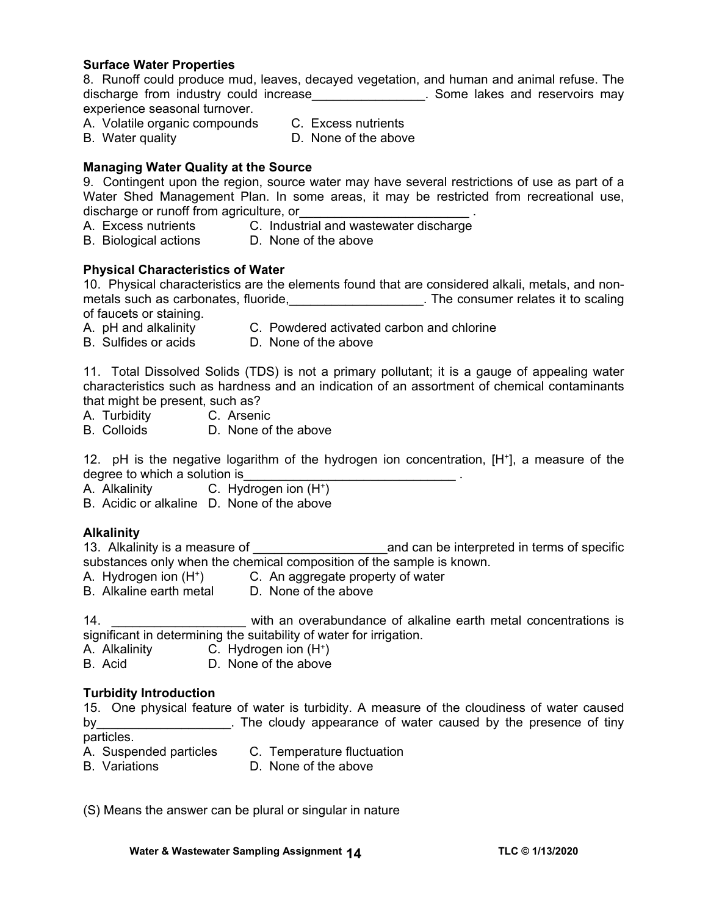### Surface Water Properties

8. Runoff could produce mud, leaves, decayed vegetation, and human and animal refuse. The discharge from industry could increase________________. Some lakes and reservoirs may experience seasonal turnover.

A. Volatile organic compounds    C. Excess nutrients
B. Water quality    D. None of the above

### Managing Water Quality at the Source

9. Contingent upon the region, source water may have several restrictions of use as part of a Water Shed Management Plan. In some areas, it may be restricted from recreational use, discharge or runoff from agriculture, or________________________ .

A. Excess nutrients    C. Industrial and wastewater discharge
B. Biological actions    D. None of the above

### Physical Characteristics of Water

10. Physical characteristics are the elements found that are considered alkali, metals, and non-metals such as carbonates, fluoride,___________________. The consumer relates it to scaling of faucets or staining.

A. pH and alkalinity    C. Powdered activated carbon and chlorine
B. Sulfides or acids    D. None of the above

11. Total Dissolved Solids (TDS) is not a primary pollutant; it is a gauge of appealing water characteristics such as hardness and an indication of an assortment of chemical contaminants that might be present, such as?

A. Turbidity    C. Arsenic
B. Colloids    D. None of the above

12. pH is the negative logarithm of the hydrogen ion concentration, $[H^+]$, a measure of the degree to which a solution is______________________________ .

A. Alkalinity    C. Hydrogen ion ($H^+$)
B. Acidic or alkaline    D. None of the above

### Alkalinity

13. Alkalinity is a measure of ___________________and can be interpreted in terms of specific substances only when the chemical composition of the sample is known.

A. Hydrogen ion ($H^+$)    C. An aggregate property of water
B. Alkaline earth metal    D. None of the above

14. ___________________ with an overabundance of alkaline earth metal concentrations is significant in determining the suitability of water for irrigation.

A. Alkalinity    C. Hydrogen ion ($H^+$)
B. Acid    D. None of the above

### Turbidity Introduction

15. One physical feature of water is turbidity. A measure of the cloudiness of water caused by___________________. The cloudy appearance of water caused by the presence of tiny particles.

A. Suspended particles    C. Temperature fluctuation
B. Variations    D. None of the above

(S) Means the answer can be plural or singular in nature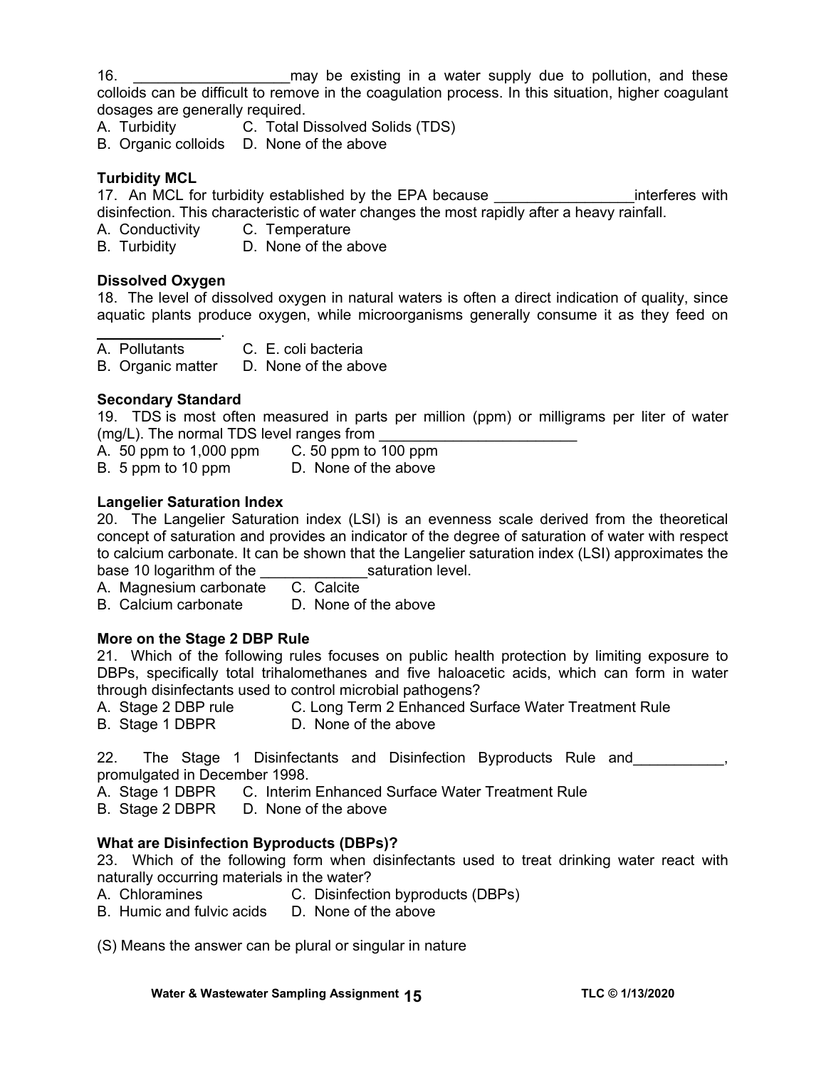16. ___________________may be existing in a water supply due to pollution, and these colloids can be difficult to remove in the coagulation process. In this situation, higher coagulant dosages are generally required.

A. Turbidity C. Total Dissolved Solids (TDS)
B. Organic colloids D. None of the above

**Turbidity MCL**

17. An MCL for turbidity established by the EPA because _________________interferes with disinfection. This characteristic of water changes the most rapidly after a heavy rainfall.

A. Conductivity C. Temperature
B. Turbidity D. None of the above

**Dissolved Oxygen**

18. The level of dissolved oxygen in natural waters is often a direct indication of quality, since aquatic plants produce oxygen, while microorganisms generally consume it as they feed on _______________.

A. Pollutants C. E. coli bacteria
B. Organic matter D. None of the above

**Secondary Standard**

19. TDS is most often measured in parts per million (ppm) or milligrams per liter of water (mg/L). The normal TDS level ranges from ________________________

A. 50 ppm to 1,000 ppm C. 50 ppm to 100 ppm
B. 5 ppm to 10 ppm D. None of the above

**Langelier Saturation Index**

20. The Langelier Saturation index (LSI) is an evenness scale derived from the theoretical concept of saturation and provides an indicator of the degree of saturation of water with respect to calcium carbonate. It can be shown that the Langelier saturation index (LSI) approximates the base 10 logarithm of the _____________saturation level.

A. Magnesium carbonate C. Calcite
B. Calcium carbonate D. None of the above

**More on the Stage 2 DBP Rule**

21. Which of the following rules focuses on public health protection by limiting exposure to DBPs, specifically total trihalomethanes and five haloacetic acids, which can form in water through disinfectants used to control microbial pathogens?

A. Stage 2 DBP rule C. Long Term 2 Enhanced Surface Water Treatment Rule
B. Stage 1 DBPR D. None of the above

22. The Stage 1 Disinfectants and Disinfection Byproducts Rule and___________, promulgated in December 1998.

A. Stage 1 DBPR C. Interim Enhanced Surface Water Treatment Rule
B. Stage 2 DBPR D. None of the above

**What are Disinfection Byproducts (DBPs)?**

23. Which of the following form when disinfectants used to treat drinking water react with naturally occurring materials in the water?

A. Chloramines C. Disinfection byproducts (DBPs)
B. Humic and fulvic acids D. None of the above

(S) Means the answer can be plural or singular in nature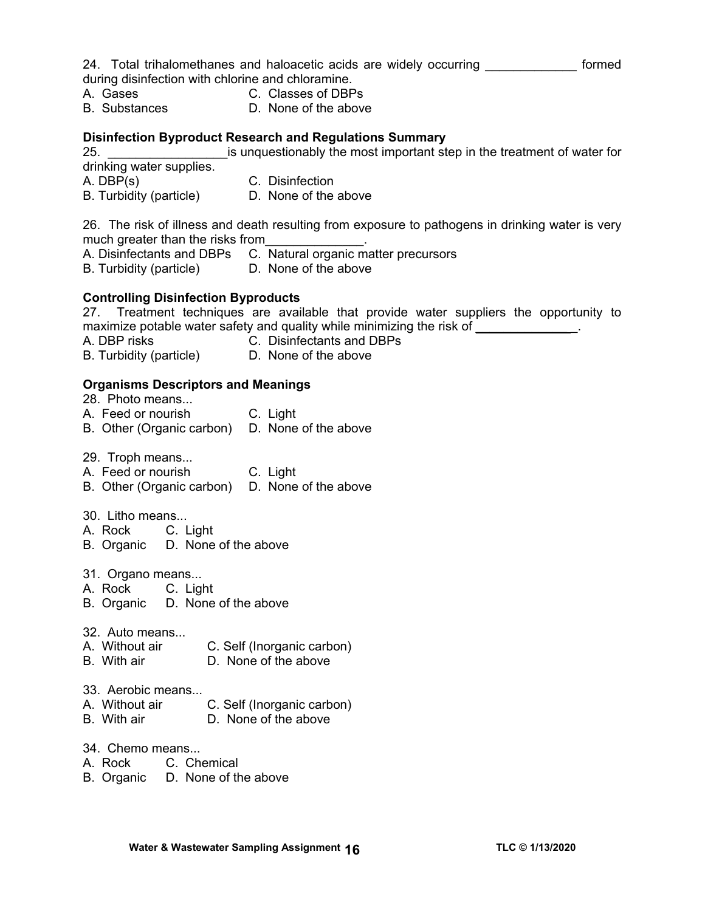24. Total trihalomethanes and haloacetic acids are widely occurring _____________ formed during disinfection with chlorine and chloramine.
A. Gases  C. Classes of DBPs
B. Substances  D. None of the above

**Disinfection Byproduct Research and Regulations Summary**

25. _________________is unquestionably the most important step in the treatment of water for drinking water supplies.
A. DBP(s)  C. Disinfection
B. Turbidity (particle)  D. None of the above

26. The risk of illness and death resulting from exposure to pathogens in drinking water is very much greater than the risks from______________.
A. Disinfectants and DBPs  C. Natural organic matter precursors
B. Turbidity (particle)  D. None of the above

**Controlling Disinfection Byproducts**

27. Treatment techniques are available that provide water suppliers the opportunity to maximize potable water safety and quality while minimizing the risk of ______________.
A. DBP risks  C. Disinfectants and DBPs
B. Turbidity (particle)  D. None of the above

**Organisms Descriptors and Meanings**

28. Photo means...
A. Feed or nourish  C. Light
B. Other (Organic carbon)  D. None of the above

29. Troph means...
A. Feed or nourish  C. Light
B. Other (Organic carbon)  D. None of the above

30. Litho means...
A. Rock  C. Light
B. Organic  D. None of the above

31. Organo means...
A. Rock  C. Light
B. Organic  D. None of the above

32. Auto means...
A. Without air  C. Self (Inorganic carbon)
B. With air  D. None of the above

33. Aerobic means...
A. Without air  C. Self (Inorganic carbon)
B. With air  D. None of the above

34. Chemo means...
A. Rock  C. Chemical
B. Organic  D. None of the above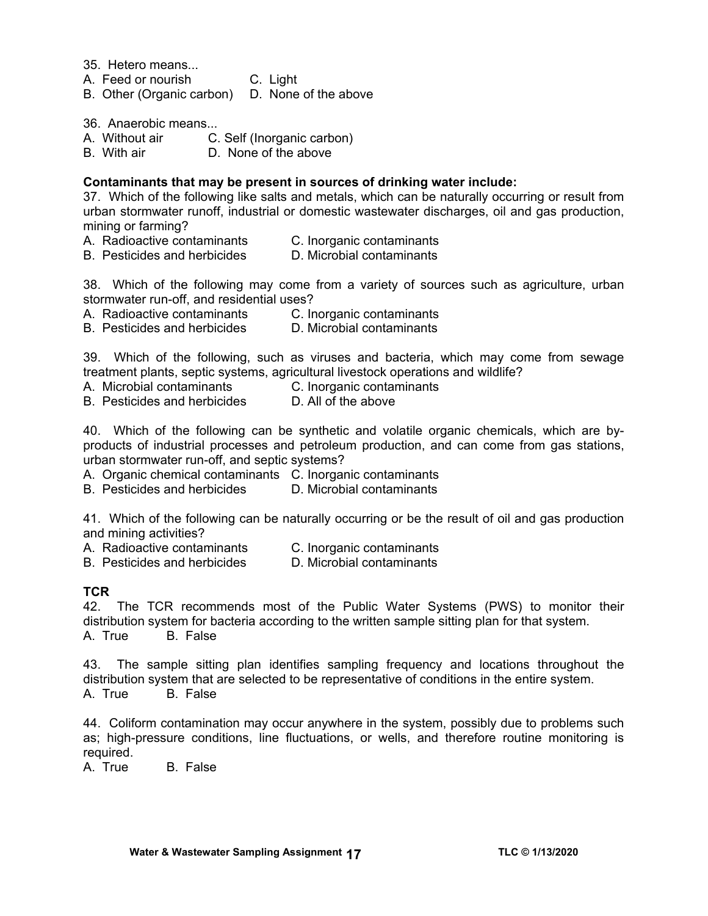35. Hetero means...
A. Feed or nourish  C. Light
B. Other (Organic carbon)  D. None of the above

36. Anaerobic means...
A. Without air  C. Self (Inorganic carbon)
B. With air  D. None of the above

**Contaminants that may be present in sources of drinking water include:**

37. Which of the following like salts and metals, which can be naturally occurring or result from urban stormwater runoff, industrial or domestic wastewater discharges, oil and gas production, mining or farming?
A. Radioactive contaminants  C. Inorganic contaminants
B. Pesticides and herbicides  D. Microbial contaminants

38. Which of the following may come from a variety of sources such as agriculture, urban stormwater run-off, and residential uses?
A. Radioactive contaminants  C. Inorganic contaminants
B. Pesticides and herbicides  D. Microbial contaminants

39. Which of the following, such as viruses and bacteria, which may come from sewage treatment plants, septic systems, agricultural livestock operations and wildlife?
A. Microbial contaminants  C. Inorganic contaminants
B. Pesticides and herbicides  D. All of the above

40. Which of the following can be synthetic and volatile organic chemicals, which are by-products of industrial processes and petroleum production, and can come from gas stations, urban stormwater run-off, and septic systems?
A. Organic chemical contaminants  C. Inorganic contaminants
B. Pesticides and herbicides  D. Microbial contaminants

41. Which of the following can be naturally occurring or be the result of oil and gas production and mining activities?
A. Radioactive contaminants  C. Inorganic contaminants
B. Pesticides and herbicides  D. Microbial contaminants

**TCR**

42. The TCR recommends most of the Public Water Systems (PWS) to monitor their distribution system for bacteria according to the written sample sitting plan for that system.
A. True  B. False

43. The sample sitting plan identifies sampling frequency and locations throughout the distribution system that are selected to be representative of conditions in the entire system.
A. True  B. False

44. Coliform contamination may occur anywhere in the system, possibly due to problems such as; high-pressure conditions, line fluctuations, or wells, and therefore routine monitoring is required.
A. True  B. False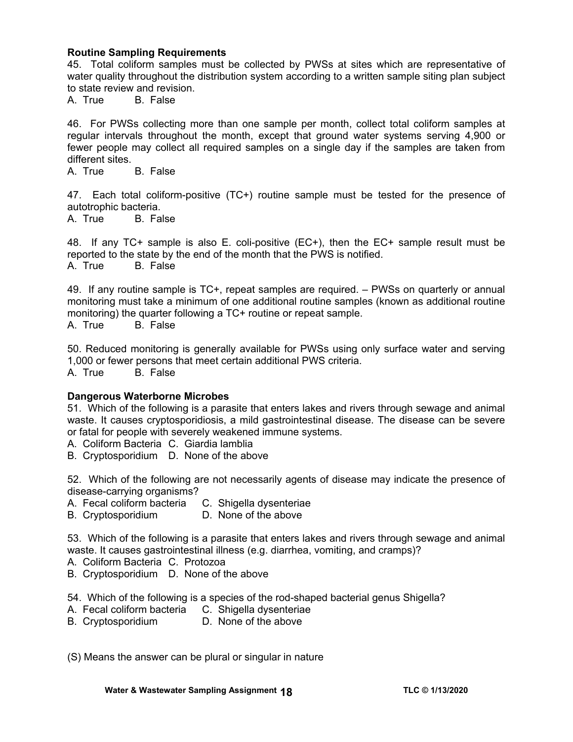**Routine Sampling Requirements**

45. Total coliform samples must be collected by PWSs at sites which are representative of water quality throughout the distribution system according to a written sample siting plan subject to state review and revision.

A. True B. False

46. For PWSs collecting more than one sample per month, collect total coliform samples at regular intervals throughout the month, except that ground water systems serving 4,900 or fewer people may collect all required samples on a single day if the samples are taken from different sites.

A. True B. False

47. Each total coliform-positive (TC+) routine sample must be tested for the presence of autotrophic bacteria.

A. True B. False

48. If any TC+ sample is also E. coli-positive (EC+), then the EC+ sample result must be reported to the state by the end of the month that the PWS is notified.

A. True B. False

49. If any routine sample is TC+, repeat samples are required. – PWSs on quarterly or annual monitoring must take a minimum of one additional routine samples (known as additional routine monitoring) the quarter following a TC+ routine or repeat sample.

A. True B. False

50. Reduced monitoring is generally available for PWSs using only surface water and serving 1,000 or fewer persons that meet certain additional PWS criteria.

A. True B. False

**Dangerous Waterborne Microbes**

51. Which of the following is a parasite that enters lakes and rivers through sewage and animal waste. It causes cryptosporidiosis, a mild gastrointestinal disease. The disease can be severe or fatal for people with severely weakened immune systems.

A. Coliform Bacteria C. Giardia lamblia
B. Cryptosporidium D. None of the above

52. Which of the following are not necessarily agents of disease may indicate the presence of disease-carrying organisms?

A. Fecal coliform bacteria C. Shigella dysenteriae
B. Cryptosporidium D. None of the above

53. Which of the following is a parasite that enters lakes and rivers through sewage and animal waste. It causes gastrointestinal illness (e.g. diarrhea, vomiting, and cramps)?

A. Coliform Bacteria C. Protozoa
B. Cryptosporidium D. None of the above

54. Which of the following is a species of the rod-shaped bacterial genus Shigella?

A. Fecal coliform bacteria C. Shigella dysenteriae
B. Cryptosporidium D. None of the above

(S) Means the answer can be plural or singular in nature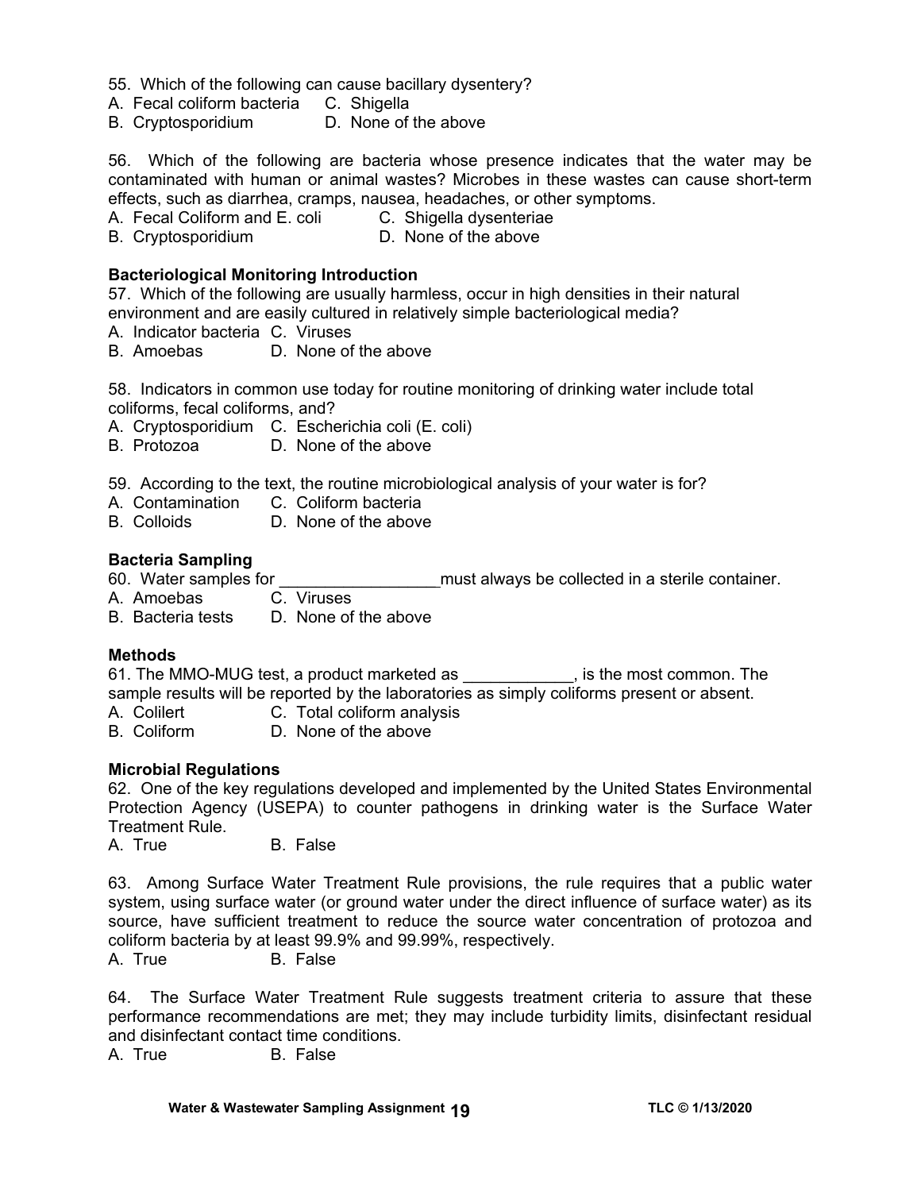55. Which of the following can cause bacillary dysentery?
A. Fecal coliform bacteria C. Shigella
B. Cryptosporidium D. None of the above

56. Which of the following are bacteria whose presence indicates that the water may be contaminated with human or animal wastes? Microbes in these wastes can cause short-term effects, such as diarrhea, cramps, nausea, headaches, or other symptoms.
A. Fecal Coliform and E. coli C. Shigella dysenteriae
B. Cryptosporidium D. None of the above

**Bacteriological Monitoring Introduction**

57. Which of the following are usually harmless, occur in high densities in their natural environment and are easily cultured in relatively simple bacteriological media?
A. Indicator bacteria C. Viruses
B. Amoebas D. None of the above

58. Indicators in common use today for routine monitoring of drinking water include total coliforms, fecal coliforms, and?
A. Cryptosporidium C. Escherichia coli (E. coli)
B. Protozoa D. None of the above

59. According to the text, the routine microbiological analysis of your water is for?
A. Contamination C. Coliform bacteria
B. Colloids D. None of the above

**Bacteria Sampling**

60. Water samples for _________________must always be collected in a sterile container.
A. Amoebas C. Viruses
B. Bacteria tests D. None of the above

**Methods**

61. The MMO-MUG test, a product marketed as ____________, is the most common. The sample results will be reported by the laboratories as simply coliforms present or absent.
A. Colilert C. Total coliform analysis
B. Coliform D. None of the above

**Microbial Regulations**

62. One of the key regulations developed and implemented by the United States Environmental Protection Agency (USEPA) to counter pathogens in drinking water is the Surface Water Treatment Rule.
A. True B. False

63. Among Surface Water Treatment Rule provisions, the rule requires that a public water system, using surface water (or ground water under the direct influence of surface water) as its source, have sufficient treatment to reduce the source water concentration of protozoa and coliform bacteria by at least 99.9% and 99.99%, respectively.
A. True B. False

64. The Surface Water Treatment Rule suggests treatment criteria to assure that these performance recommendations are met; they may include turbidity limits, disinfectant residual and disinfectant contact time conditions.
A. True B. False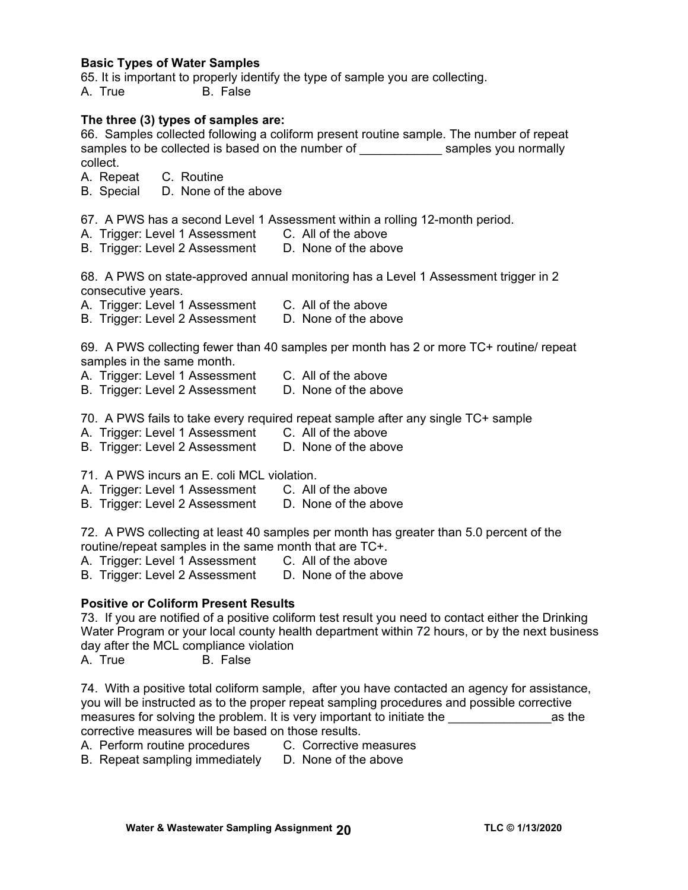**Basic Types of Water Samples**

65. It is important to properly identify the type of sample you are collecting.

A. True B. False

**The three (3) types of samples are:**

66. Samples collected following a coliform present routine sample. The number of repeat samples to be collected is based on the number of ____________ samples you normally collect.

A. Repeat C. Routine
B. Special D. None of the above

67. A PWS has a second Level 1 Assessment within a rolling 12-month period.

A. Trigger: Level 1 Assessment C. All of the above
B. Trigger: Level 2 Assessment D. None of the above

68. A PWS on state-approved annual monitoring has a Level 1 Assessment trigger in 2 consecutive years.

A. Trigger: Level 1 Assessment C. All of the above
B. Trigger: Level 2 Assessment D. None of the above

69. A PWS collecting fewer than 40 samples per month has 2 or more TC+ routine/ repeat samples in the same month.

A. Trigger: Level 1 Assessment C. All of the above
B. Trigger: Level 2 Assessment D. None of the above

70. A PWS fails to take every required repeat sample after any single TC+ sample

A. Trigger: Level 1 Assessment C. All of the above
B. Trigger: Level 2 Assessment D. None of the above

71. A PWS incurs an E. coli MCL violation.

A. Trigger: Level 1 Assessment C. All of the above
B. Trigger: Level 2 Assessment D. None of the above

72. A PWS collecting at least 40 samples per month has greater than 5.0 percent of the routine/repeat samples in the same month that are TC+.

A. Trigger: Level 1 Assessment C. All of the above
B. Trigger: Level 2 Assessment D. None of the above

**Positive or Coliform Present Results**

73. If you are notified of a positive coliform test result you need to contact either the Drinking Water Program or your local county health department within 72 hours, or by the next business day after the MCL compliance violation

A. True B. False

74. With a positive total coliform sample, after you have contacted an agency for assistance, you will be instructed as to the proper repeat sampling procedures and possible corrective measures for solving the problem. It is very important to initiate the _______________as the corrective measures will be based on those results.

A. Perform routine procedures C. Corrective measures
B. Repeat sampling immediately D. None of the above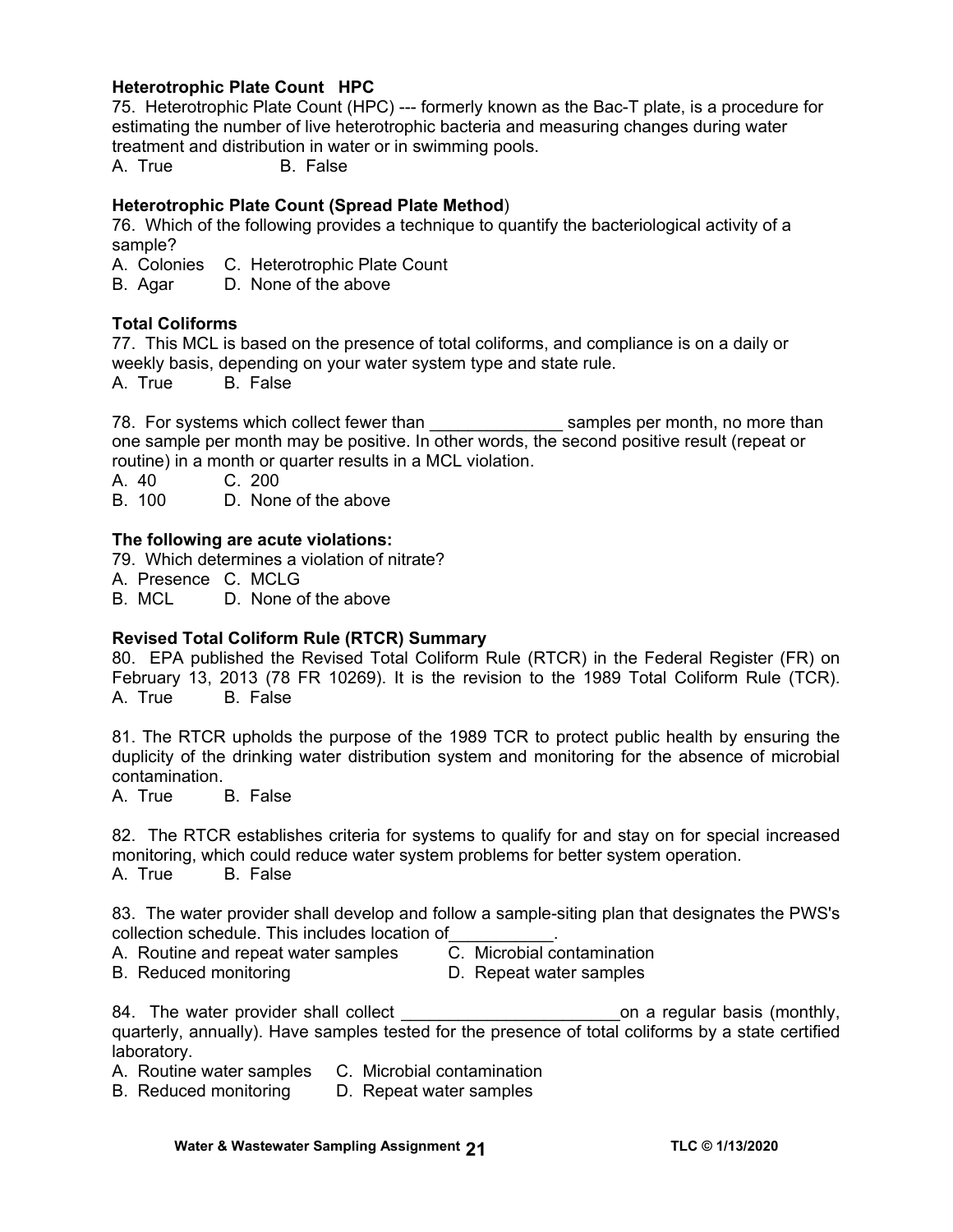**Heterotrophic Plate Count HPC**

75. Heterotrophic Plate Count (HPC) --- formerly known as the Bac-T plate, is a procedure for estimating the number of live heterotrophic bacteria and measuring changes during water treatment and distribution in water or in swimming pools.

A. True B. False

**Heterotrophic Plate Count (Spread Plate Method)**

76. Which of the following provides a technique to quantify the bacteriological activity of a sample?

A. Colonies C. Heterotrophic Plate Count
B. Agar D. None of the above

**Total Coliforms**

77. This MCL is based on the presence of total coliforms, and compliance is on a daily or weekly basis, depending on your water system type and state rule.

A. True B. False

78. For systems which collect fewer than ______________ samples per month, no more than one sample per month may be positive. In other words, the second positive result (repeat or routine) in a month or quarter results in a MCL violation.

A. 40 C. 200
B. 100 D. None of the above

**The following are acute violations:**

79. Which determines a violation of nitrate?

A. Presence C. MCLG
B. MCL D. None of the above

**Revised Total Coliform Rule (RTCR) Summary**

80. EPA published the Revised Total Coliform Rule (RTCR) in the Federal Register (FR) on February 13, 2013 (78 FR 10269). It is the revision to the 1989 Total Coliform Rule (TCR).

A. True B. False

81. The RTCR upholds the purpose of the 1989 TCR to protect public health by ensuring the duplicity of the drinking water distribution system and monitoring for the absence of microbial contamination.

A. True B. False

82. The RTCR establishes criteria for systems to qualify for and stay on for special increased monitoring, which could reduce water system problems for better system operation.

A. True B. False

83. The water provider shall develop and follow a sample-siting plan that designates the PWS's collection schedule. This includes location of___________.

A. Routine and repeat water samples C. Microbial contamination
B. Reduced monitoring D. Repeat water samples

84. The water provider shall collect _______________________on a regular basis (monthly, quarterly, annually). Have samples tested for the presence of total coliforms by a state certified laboratory.

A. Routine water samples C. Microbial contamination
B. Reduced monitoring D. Repeat water samples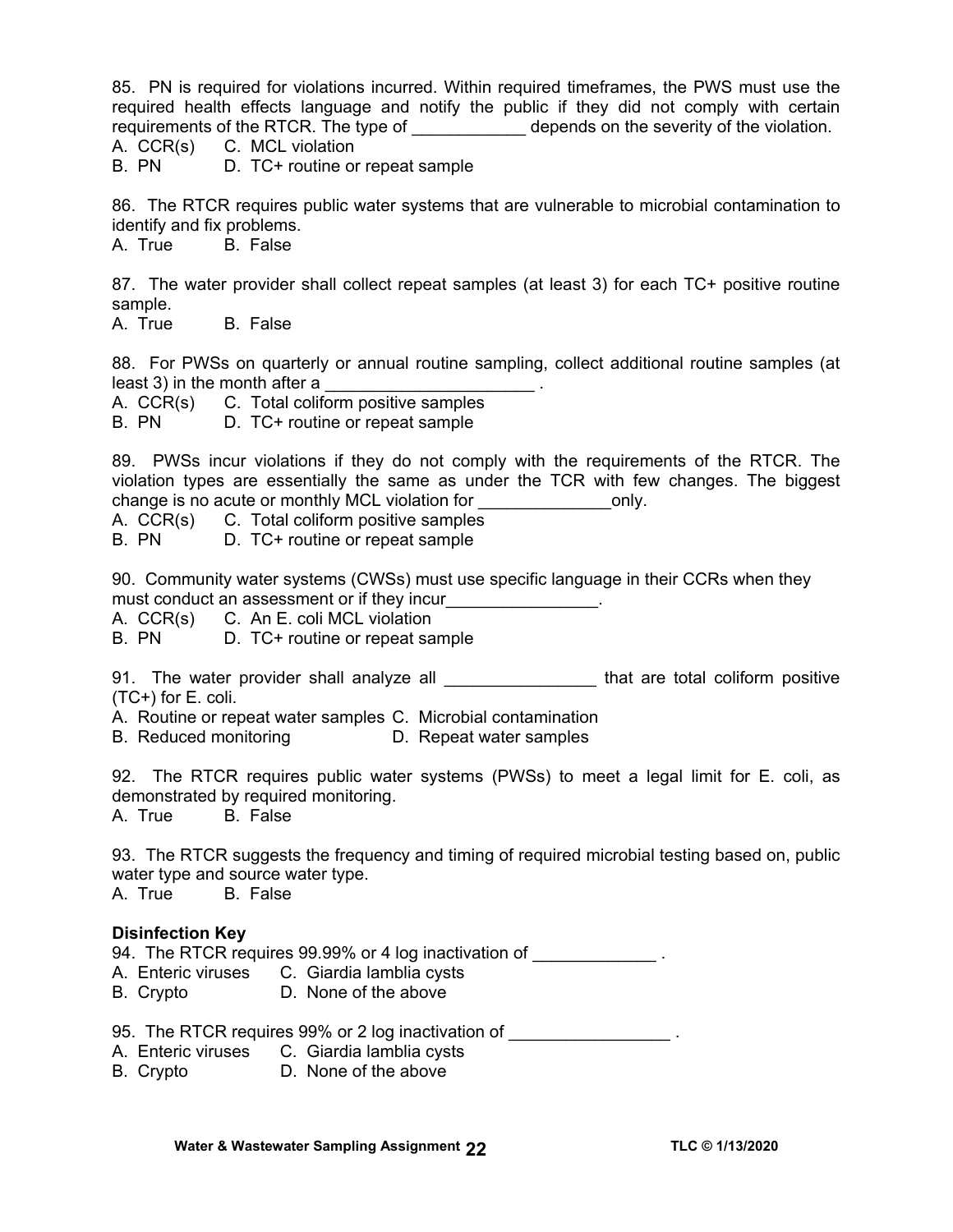85. PN is required for violations incurred. Within required timeframes, the PWS must use the required health effects language and notify the public if they did not comply with certain requirements of the RTCR. The type of ____________ depends on the severity of the violation.
A. CCR(s) C. MCL violation
B. PN D. TC+ routine or repeat sample

86. The RTCR requires public water systems that are vulnerable to microbial contamination to identify and fix problems.
A. True B. False

87. The water provider shall collect repeat samples (at least 3) for each TC+ positive routine sample.
A. True B. False

88. For PWSs on quarterly or annual routine sampling, collect additional routine samples (at least 3) in the month after a ______________________ .
A. CCR(s) C. Total coliform positive samples
B. PN D. TC+ routine or repeat sample

89. PWSs incur violations if they do not comply with the requirements of the RTCR. The violation types are essentially the same as under the TCR with few changes. The biggest change is no acute or monthly MCL violation for ______________only.
A. CCR(s) C. Total coliform positive samples
B. PN D. TC+ routine or repeat sample

90. Community water systems (CWSs) must use specific language in their CCRs when they must conduct an assessment or if they incur________________.
A. CCR(s) C. An E. coli MCL violation
B. PN D. TC+ routine or repeat sample

91. The water provider shall analyze all ________________ that are total coliform positive (TC+) for E. coli.
A. Routine or repeat water samples C. Microbial contamination
B. Reduced monitoring D. Repeat water samples

92. The RTCR requires public water systems (PWSs) to meet a legal limit for E. coli, as demonstrated by required monitoring.
A. True B. False

93. The RTCR suggests the frequency and timing of required microbial testing based on, public water type and source water type.
A. True B. False

**Disinfection Key**

94. The RTCR requires 99.99% or 4 log inactivation of _____________ .
A. Enteric viruses C. Giardia lamblia cysts
B. Crypto D. None of the above

95. The RTCR requires 99% or 2 log inactivation of _________________ .
A. Enteric viruses C. Giardia lamblia cysts
B. Crypto D. None of the above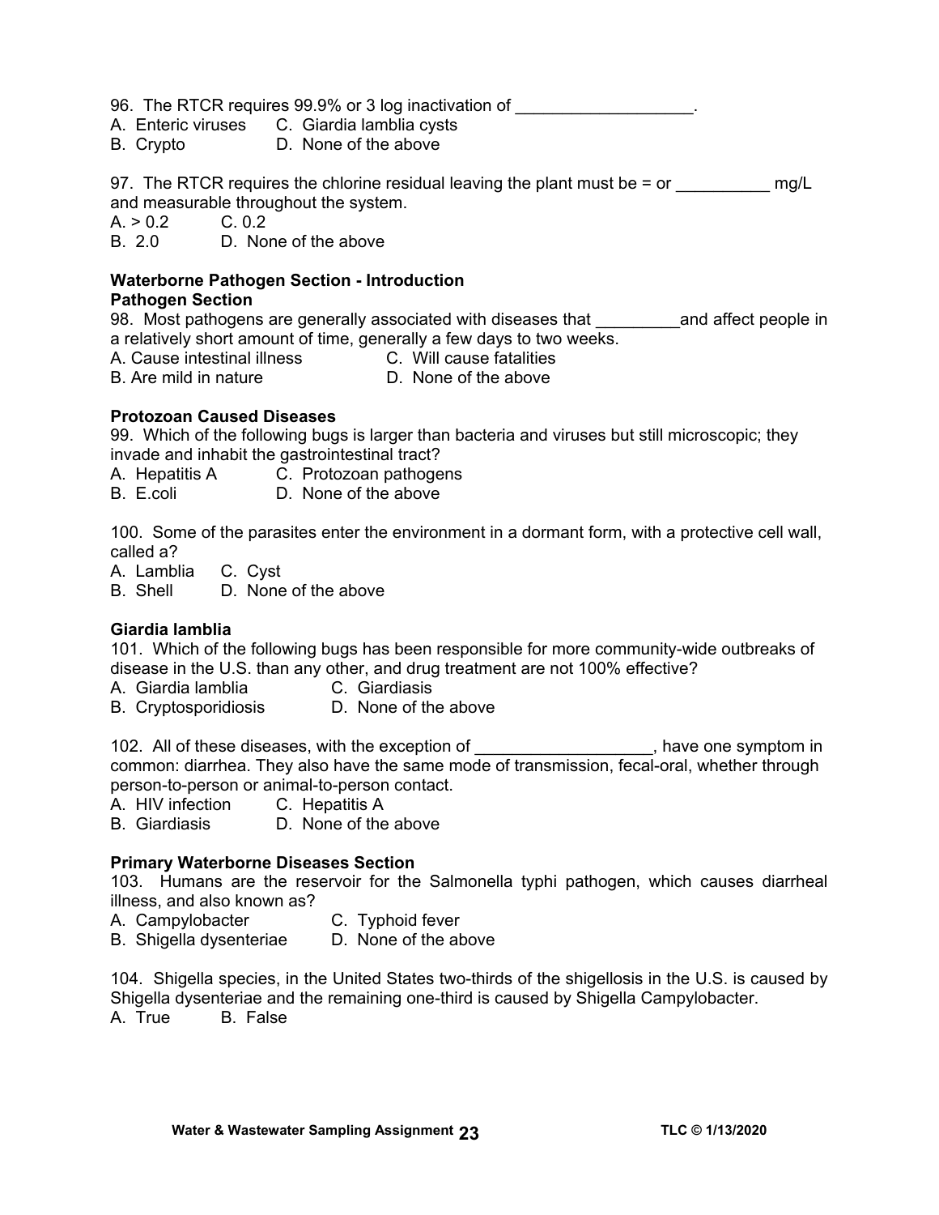96. The RTCR requires 99.9% or 3 log inactivation of ___________________.

A. Enteric viruses C. Giardia lamblia cysts
B. Crypto D. None of the above

97. The RTCR requires the chlorine residual leaving the plant must be = or __________ mg/L and measurable throughout the system.

A. > 0.2 C. 0.2
B. 2.0 D. None of the above

**Waterborne Pathogen Section - Introduction**
**Pathogen Section**

98. Most pathogens are generally associated with diseases that _________and affect people in a relatively short amount of time, generally a few days to two weeks.

A. Cause intestinal illness C. Will cause fatalities
B. Are mild in nature D. None of the above

**Protozoan Caused Diseases**

99. Which of the following bugs is larger than bacteria and viruses but still microscopic; they invade and inhabit the gastrointestinal tract?

A. Hepatitis A C. Protozoan pathogens
B. E.coli D. None of the above

100. Some of the parasites enter the environment in a dormant form, with a protective cell wall, called a?

A. Lamblia C. Cyst
B. Shell D. None of the above

**Giardia lamblia**

101. Which of the following bugs has been responsible for more community-wide outbreaks of disease in the U.S. than any other, and drug treatment are not 100% effective?

A. Giardia lamblia C. Giardiasis
B. Cryptosporidiosis D. None of the above

102. All of these diseases, with the exception of ___________________, have one symptom in common: diarrhea. They also have the same mode of transmission, fecal-oral, whether through person-to-person or animal-to-person contact.

A. HIV infection C. Hepatitis A
B. Giardiasis D. None of the above

**Primary Waterborne Diseases Section**

103. Humans are the reservoir for the Salmonella typhi pathogen, which causes diarrheal illness, and also known as?

A. Campylobacter C. Typhoid fever
B. Shigella dysenteriae D. None of the above

104. Shigella species, in the United States two-thirds of the shigellosis in the U.S. is caused by Shigella dysenteriae and the remaining one-third is caused by Shigella Campylobacter.

A. True B. False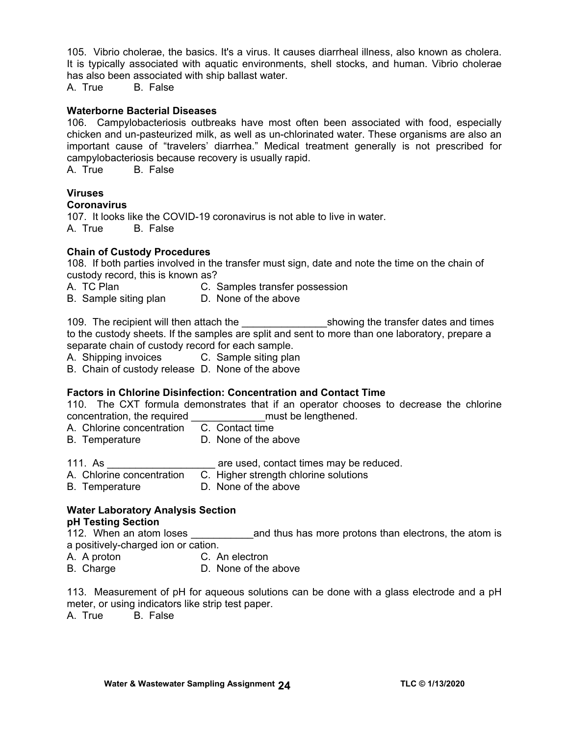105. Vibrio cholerae, the basics. It's a virus. It causes diarrheal illness, also known as cholera. It is typically associated with aquatic environments, shell stocks, and human. Vibrio cholerae has also been associated with ship ballast water.
A. True B. False

**Waterborne Bacterial Diseases**
106. Campylobacteriosis outbreaks have most often been associated with food, especially chicken and un-pasteurized milk, as well as un-chlorinated water. These organisms are also an important cause of "travelers' diarrhea." Medical treatment generally is not prescribed for campylobacteriosis because recovery is usually rapid.
A. True B. False

**Viruses**
**Coronavirus**
107. It looks like the COVID-19 coronavirus is not able to live in water.
A. True B. False

**Chain of Custody Procedures**
108. If both parties involved in the transfer must sign, date and note the time on the chain of custody record, this is known as?
A. TC Plan C. Samples transfer possession
B. Sample siting plan D. None of the above

109. The recipient will then attach the _______________showing the transfer dates and times to the custody sheets. If the samples are split and sent to more than one laboratory, prepare a separate chain of custody record for each sample.
A. Shipping invoices C. Sample siting plan
B. Chain of custody release D. None of the above

**Factors in Chlorine Disinfection: Concentration and Contact Time**
110. The CXT formula demonstrates that if an operator chooses to decrease the chlorine concentration, the required _____________must be lengthened.
A. Chlorine concentration C. Contact time
B. Temperature D. None of the above

111. As ___________________ are used, contact times may be reduced.
A. Chlorine concentration C. Higher strength chlorine solutions
B. Temperature D. None of the above

**Water Laboratory Analysis Section**
**pH Testing Section**
112. When an atom loses ___________and thus has more protons than electrons, the atom is a positively-charged ion or cation.
A. A proton C. An electron
B. Charge D. None of the above

113. Measurement of pH for aqueous solutions can be done with a glass electrode and a pH meter, or using indicators like strip test paper.
A. True B. False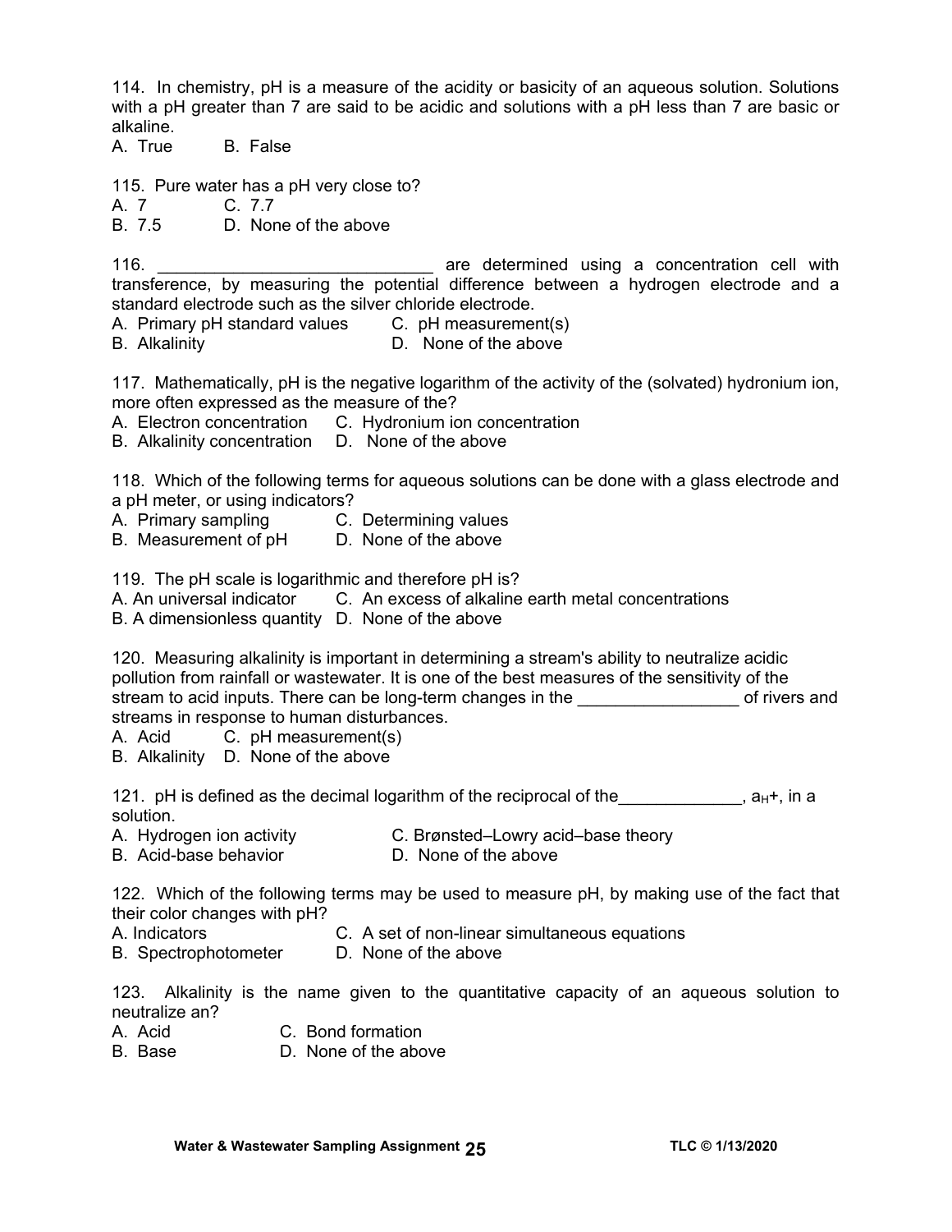114. In chemistry, pH is a measure of the acidity or basicity of an aqueous solution. Solutions with a pH greater than 7 are said to be acidic and solutions with a pH less than 7 are basic or alkaline.

A. True B. False

115. Pure water has a pH very close to?

A. 7 C. 7.7
B. 7.5 D. None of the above

116. ____________________________ are determined using a concentration cell with transference, by measuring the potential difference between a hydrogen electrode and a standard electrode such as the silver chloride electrode.

A. Primary pH standard values C. pH measurement(s)
B. Alkalinity D. None of the above

117. Mathematically, pH is the negative logarithm of the activity of the (solvated) hydronium ion, more often expressed as the measure of the?

A. Electron concentration C. Hydronium ion concentration
B. Alkalinity concentration D. None of the above

118. Which of the following terms for aqueous solutions can be done with a glass electrode and a pH meter, or using indicators?

A. Primary sampling C. Determining values
B. Measurement of pH D. None of the above

119. The pH scale is logarithmic and therefore pH is?

A. An universal indicator C. An excess of alkaline earth metal concentrations
B. A dimensionless quantity D. None of the above

120. Measuring alkalinity is important in determining a stream's ability to neutralize acidic pollution from rainfall or wastewater. It is one of the best measures of the sensitivity of the stream to acid inputs. There can be long-term changes in the ________________ of rivers and streams in response to human disturbances.

A. Acid C. pH measurement(s)
B. Alkalinity D. None of the above

121. pH is defined as the decimal logarithm of the reciprocal of the_____________, $a_H$+, in a solution.

A. Hydrogen ion activity C. Brønsted–Lowry acid–base theory
B. Acid-base behavior D. None of the above

122. Which of the following terms may be used to measure pH, by making use of the fact that their color changes with pH?

A. Indicators C. A set of non-linear simultaneous equations
B. Spectrophotometer D. None of the above

123. Alkalinity is the name given to the quantitative capacity of an aqueous solution to neutralize an?

A. Acid C. Bond formation
B. Base D. None of the above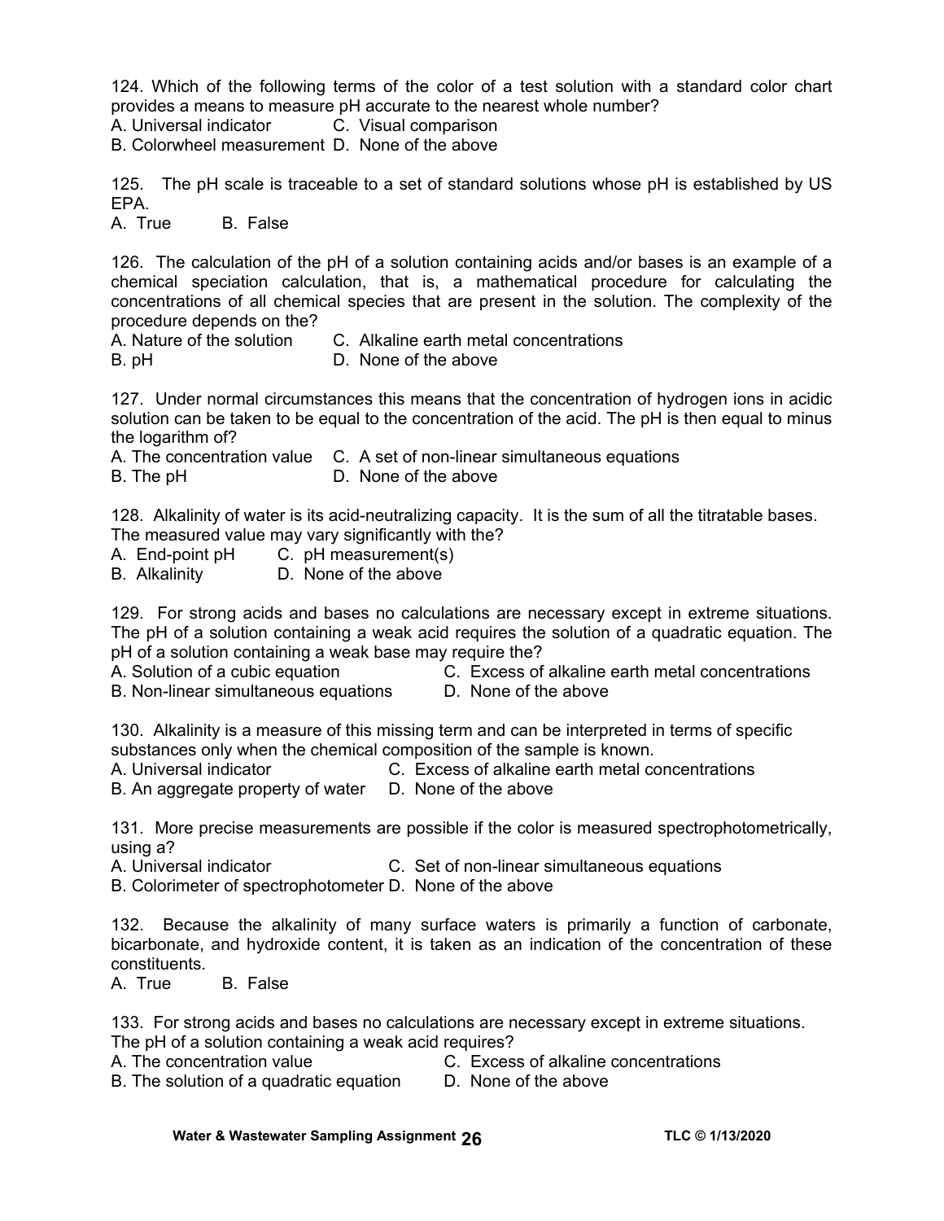124. Which of the following terms of the color of a test solution with a standard color chart provides a means to measure pH accurate to the nearest whole number?

A. Universal indicator C. Visual comparison
B. Colorwheel measurement D. None of the above

125. The pH scale is traceable to a set of standard solutions whose pH is established by US EPA.

A. True B. False

126. The calculation of the pH of a solution containing acids and/or bases is an example of a chemical speciation calculation, that is, a mathematical procedure for calculating the concentrations of all chemical species that are present in the solution. The complexity of the procedure depends on the?

A. Nature of the solution C. Alkaline earth metal concentrations
B. pH D. None of the above

127. Under normal circumstances this means that the concentration of hydrogen ions in acidic solution can be taken to be equal to the concentration of the acid. The pH is then equal to minus the logarithm of?

A. The concentration value C. A set of non-linear simultaneous equations
B. The pH D. None of the above

128. Alkalinity of water is its acid-neutralizing capacity. It is the sum of all the titratable bases. The measured value may vary significantly with the?

A. End-point pH C. pH measurement(s)
B. Alkalinity D. None of the above

129. For strong acids and bases no calculations are necessary except in extreme situations. The pH of a solution containing a weak acid requires the solution of a quadratic equation. The pH of a solution containing a weak base may require the?

A. Solution of a cubic equation C. Excess of alkaline earth metal concentrations
B. Non-linear simultaneous equations D. None of the above

130. Alkalinity is a measure of this missing term and can be interpreted in terms of specific substances only when the chemical composition of the sample is known.

A. Universal indicator C. Excess of alkaline earth metal concentrations
B. An aggregate property of water D. None of the above

131. More precise measurements are possible if the color is measured spectrophotometrically, using a?

A. Universal indicator C. Set of non-linear simultaneous equations
B. Colorimeter of spectrophotometer D. None of the above

132. Because the alkalinity of many surface waters is primarily a function of carbonate, bicarbonate, and hydroxide content, it is taken as an indication of the concentration of these constituents.

A. True B. False

133. For strong acids and bases no calculations are necessary except in extreme situations. The pH of a solution containing a weak acid requires?

A. The concentration value C. Excess of alkaline concentrations
B. The solution of a quadratic equation D. None of the above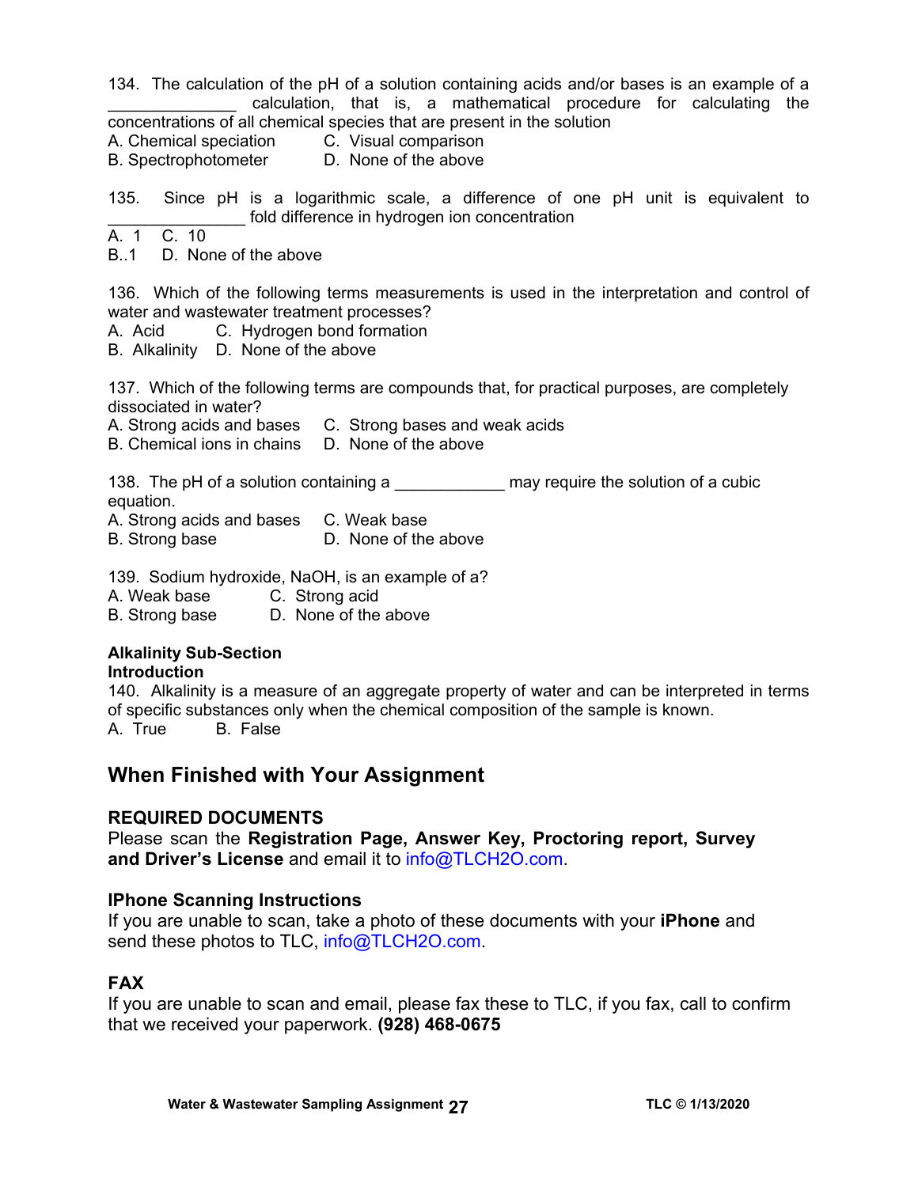134. The calculation of the pH of a solution containing acids and/or bases is an example of a ______________ calculation, that is, a mathematical procedure for calculating the concentrations of all chemical species that are present in the solution

A. Chemical speciation
B. Spectrophotometer
C. Visual comparison
D. None of the above

135. Since pH is a logarithmic scale, a difference of one pH unit is equivalent to _______________ fold difference in hydrogen ion concentration

A. 1
B..1
C. 10
D. None of the above

136. Which of the following terms measurements is used in the interpretation and control of water and wastewater treatment processes?

A. Acid
B. Alkalinity
C. Hydrogen bond formation
D. None of the above

137. Which of the following terms are compounds that, for practical purposes, are completely dissociated in water?

A. Strong acids and bases
B. Chemical ions in chains
C. Strong bases and weak acids
D. None of the above

138. The pH of a solution containing a ____________ may require the solution of a cubic equation.

A. Strong acids and bases
B. Strong base
C. Weak base
D. None of the above

139. Sodium hydroxide, NaOH, is an example of a?

A. Weak base
B. Strong base
C. Strong acid
D. None of the above

**Alkalinity Sub-Section**
**Introduction**

140. Alkalinity is a measure of an aggregate property of water and can be interpreted in terms of specific substances only when the chemical composition of the sample is known.

A. True
B. False

## When Finished with Your Assignment

**REQUIRED DOCUMENTS**

Please scan the **Registration Page, Answer Key, Proctoring report, Survey and Driver's License** and email it to info@TLCH2O.com.

**IPhone Scanning Instructions**

If you are unable to scan, take a photo of these documents with your **iPhone** and send these photos to TLC, info@TLCH2O.com.

**FAX**

If you are unable to scan and email, please fax these to TLC, if you fax, call to confirm that we received your paperwork. **(928) 468-0675**